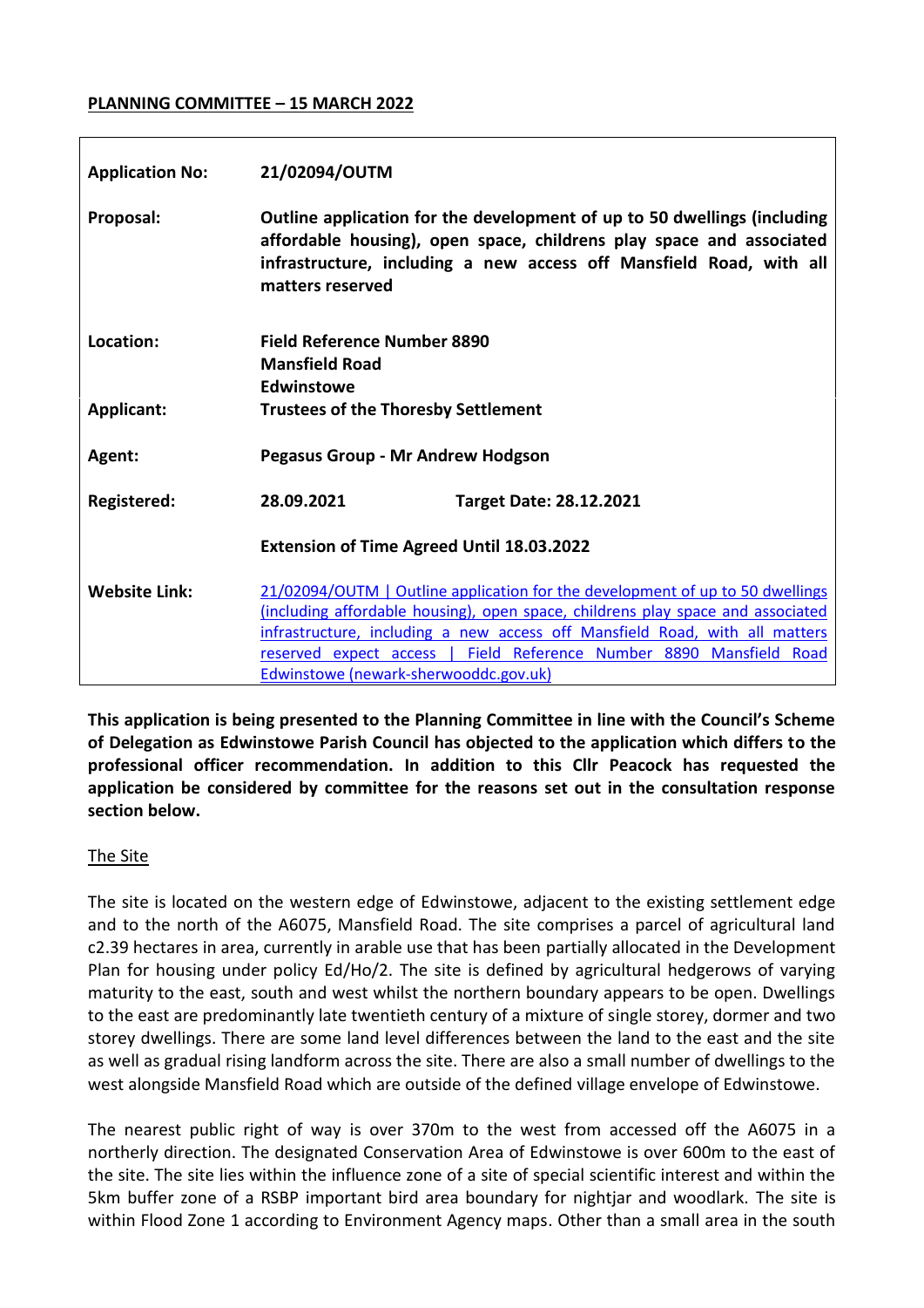**PLANNING COMMITTEE – 15 MARCH 2022**

| | | |
|---|---|---|
| **Application No:** | **21/02094/OUTM** | |
| **Proposal:** | **Outline application for the development of up to 50 dwellings (including affordable housing), open space, childrens play space and associated infrastructure, including a new access off Mansfield Road, with all matters reserved** | |
| **Location:** | **Field Reference Number 8890 Mansfield Road Edwinstowe** | |
| **Applicant:** | **Trustees of the Thoresby Settlement** | |
| **Agent:** | **Pegasus Group - Mr Andrew Hodgson** | |
| **Registered:** | **28.09.2021** | **Target Date: 28.12.2021** |
| | **Extension of Time Agreed Until 18.03.2022** | |
| **Website Link:** | [21/02094/OUTM \| Outline application for the development of up to 50 dwellings (including affordable housing), open space, childrens play space and associated infrastructure, including a new access off Mansfield Road, with all matters reserved expect access \| Field Reference Number 8890 Mansfield Road Edwinstowe (newark-sherwooddc.gov.uk)]() | |

**This application is being presented to the Planning Committee in line with the Council's Scheme of Delegation as Edwinstowe Parish Council has objected to the application which differs to the professional officer recommendation. In addition to this Cllr Peacock has requested the application be considered by committee for the reasons set out in the consultation response section below.**

## The Site

The site is located on the western edge of Edwinstowe, adjacent to the existing settlement edge and to the north of the A6075, Mansfield Road. The site comprises a parcel of agricultural land c2.39 hectares in area, currently in arable use that has been partially allocated in the Development Plan for housing under policy Ed/Ho/2. The site is defined by agricultural hedgerows of varying maturity to the east, south and west whilst the northern boundary appears to be open. Dwellings to the east are predominantly late twentieth century of a mixture of single storey, dormer and two storey dwellings. There are some land level differences between the land to the east and the site as well as gradual rising landform across the site. There are also a small number of dwellings to the west alongside Mansfield Road which are outside of the defined village envelope of Edwinstowe.

The nearest public right of way is over 370m to the west from accessed off the A6075 in a northerly direction. The designated Conservation Area of Edwinstowe is over 600m to the east of the site. The site lies within the influence zone of a site of special scientific interest and within the 5km buffer zone of a RSBP important bird area boundary for nightjar and woodlark. The site is within Flood Zone 1 according to Environment Agency maps. Other than a small area in the south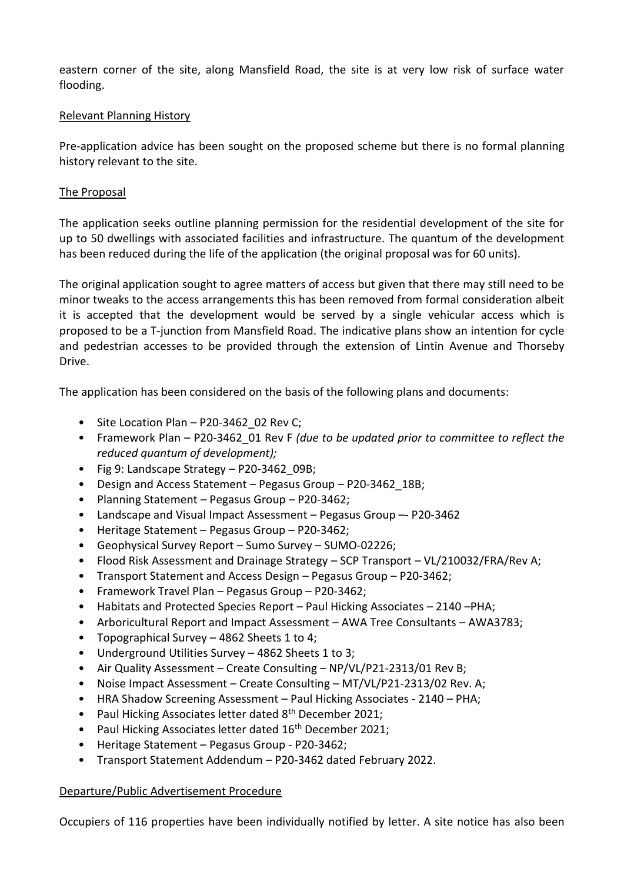eastern corner of the site, along Mansfield Road, the site is at very low risk of surface water flooding.

## Relevant Planning History

Pre-application advice has been sought on the proposed scheme but there is no formal planning history relevant to the site.

## The Proposal

The application seeks outline planning permission for the residential development of the site for up to 50 dwellings with associated facilities and infrastructure. The quantum of the development has been reduced during the life of the application (the original proposal was for 60 units).

The original application sought to agree matters of access but given that there may still need to be minor tweaks to the access arrangements this has been removed from formal consideration albeit it is accepted that the development would be served by a single vehicular access which is proposed to be a T-junction from Mansfield Road. The indicative plans show an intention for cycle and pedestrian accesses to be provided through the extension of Lintin Avenue and Thorseby Drive.

The application has been considered on the basis of the following plans and documents:

- Site Location Plan – P20-3462_02 Rev C;
- Framework Plan – P20-3462_01 Rev F *(due to be updated prior to committee to reflect the reduced quantum of development);*
- Fig 9: Landscape Strategy – P20-3462_09B;
- Design and Access Statement – Pegasus Group – P20-3462_18B;
- Planning Statement – Pegasus Group – P20-3462;
- Landscape and Visual Impact Assessment – Pegasus Group –- P20-3462
- Heritage Statement – Pegasus Group – P20-3462;
- Geophysical Survey Report – Sumo Survey – SUMO-02226;
- Flood Risk Assessment and Drainage Strategy – SCP Transport – VL/210032/FRA/Rev A;
- Transport Statement and Access Design – Pegasus Group – P20-3462;
- Framework Travel Plan – Pegasus Group – P20-3462;
- Habitats and Protected Species Report – Paul Hicking Associates – 2140 –PHA;
- Arboricultural Report and Impact Assessment – AWA Tree Consultants – AWA3783;
- Topographical Survey – 4862 Sheets 1 to 4;
- Underground Utilities Survey – 4862 Sheets 1 to 3;
- Air Quality Assessment – Create Consulting – NP/VL/P21-2313/01 Rev B;
- Noise Impact Assessment – Create Consulting – MT/VL/P21-2313/02 Rev. A;
- HRA Shadow Screening Assessment – Paul Hicking Associates - 2140 – PHA;
- Paul Hicking Associates letter dated 8th December 2021;
- Paul Hicking Associates letter dated 16th December 2021;
- Heritage Statement – Pegasus Group - P20-3462;
- Transport Statement Addendum – P20-3462 dated February 2022.

## Departure/Public Advertisement Procedure

Occupiers of 116 properties have been individually notified by letter. A site notice has also been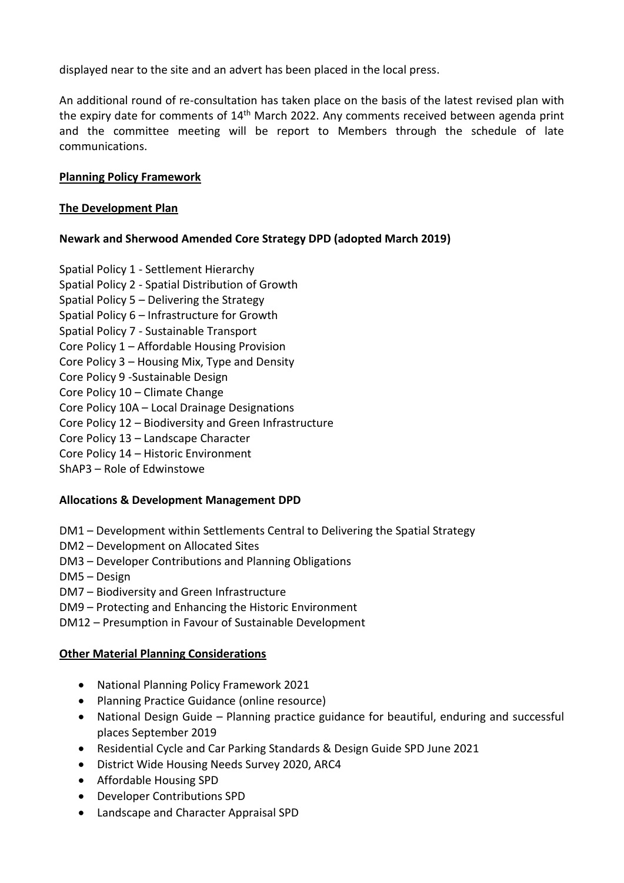displayed near to the site and an advert has been placed in the local press.

An additional round of re-consultation has taken place on the basis of the latest revised plan with the expiry date for comments of 14th March 2022. Any comments received between agenda print and the committee meeting will be report to Members through the schedule of late communications.

**Planning Policy Framework**

**The Development Plan**

**Newark and Sherwood Amended Core Strategy DPD (adopted March 2019)**

Spatial Policy 1 - Settlement Hierarchy
Spatial Policy 2 - Spatial Distribution of Growth
Spatial Policy 5 – Delivering the Strategy
Spatial Policy 6 – Infrastructure for Growth
Spatial Policy 7 - Sustainable Transport
Core Policy 1 – Affordable Housing Provision
Core Policy 3 – Housing Mix, Type and Density
Core Policy 9 -Sustainable Design
Core Policy 10 – Climate Change
Core Policy 10A – Local Drainage Designations
Core Policy 12 – Biodiversity and Green Infrastructure
Core Policy 13 – Landscape Character
Core Policy 14 – Historic Environment
ShAP3 – Role of Edwinstowe

**Allocations & Development Management DPD**

DM1 – Development within Settlements Central to Delivering the Spatial Strategy
DM2 – Development on Allocated Sites
DM3 – Developer Contributions and Planning Obligations
DM5 – Design
DM7 – Biodiversity and Green Infrastructure
DM9 – Protecting and Enhancing the Historic Environment
DM12 – Presumption in Favour of Sustainable Development

**Other Material Planning Considerations**

- National Planning Policy Framework 2021
- Planning Practice Guidance (online resource)
- National Design Guide – Planning practice guidance for beautiful, enduring and successful places September 2019
- Residential Cycle and Car Parking Standards & Design Guide SPD June 2021
- District Wide Housing Needs Survey 2020, ARC4
- Affordable Housing SPD
- Developer Contributions SPD
- Landscape and Character Appraisal SPD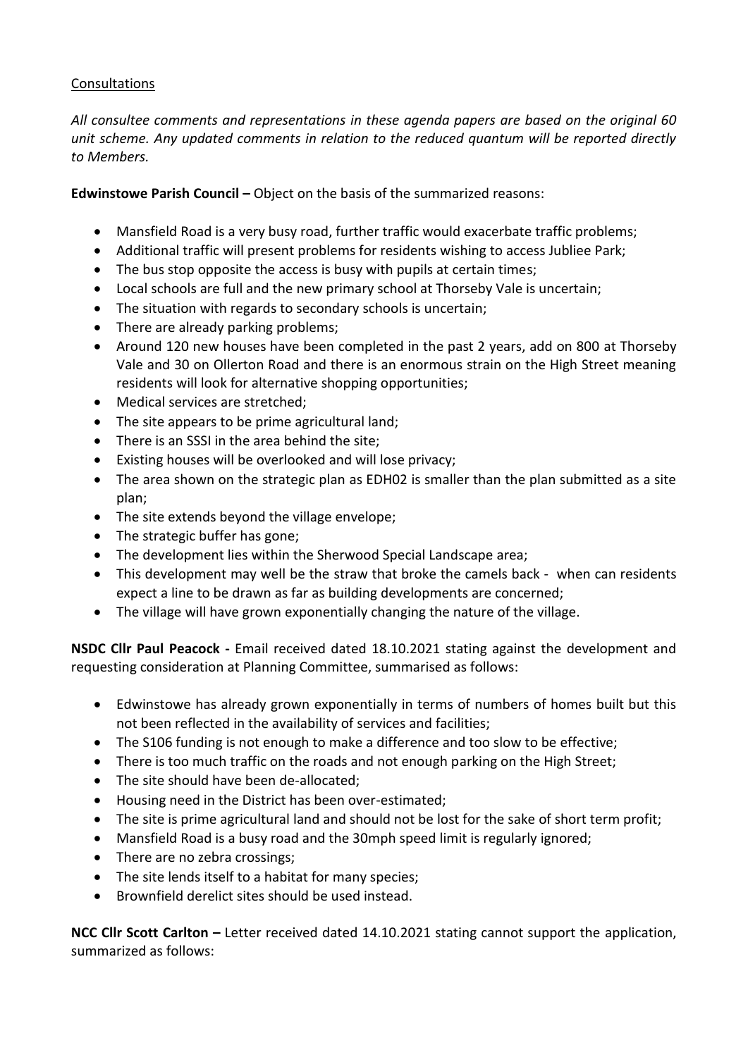Consultations

*All consultee comments and representations in these agenda papers are based on the original 60 unit scheme. Any updated comments in relation to the reduced quantum will be reported directly to Members.*

**Edwinstowe Parish Council –** Object on the basis of the summarized reasons:

- Mansfield Road is a very busy road, further traffic would exacerbate traffic problems;
- Additional traffic will present problems for residents wishing to access Jubliee Park;
- The bus stop opposite the access is busy with pupils at certain times;
- Local schools are full and the new primary school at Thorseby Vale is uncertain;
- The situation with regards to secondary schools is uncertain;
- There are already parking problems;
- Around 120 new houses have been completed in the past 2 years, add on 800 at Thorseby Vale and 30 on Ollerton Road and there is an enormous strain on the High Street meaning residents will look for alternative shopping opportunities;
- Medical services are stretched;
- The site appears to be prime agricultural land;
- There is an SSSI in the area behind the site;
- Existing houses will be overlooked and will lose privacy;
- The area shown on the strategic plan as EDH02 is smaller than the plan submitted as a site plan;
- The site extends beyond the village envelope;
- The strategic buffer has gone;
- The development lies within the Sherwood Special Landscape area;
- This development may well be the straw that broke the camels back - when can residents expect a line to be drawn as far as building developments are concerned;
- The village will have grown exponentially changing the nature of the village.

**NSDC Cllr Paul Peacock -** Email received dated 18.10.2021 stating against the development and requesting consideration at Planning Committee, summarised as follows:

- Edwinstowe has already grown exponentially in terms of numbers of homes built but this not been reflected in the availability of services and facilities;
- The S106 funding is not enough to make a difference and too slow to be effective;
- There is too much traffic on the roads and not enough parking on the High Street;
- The site should have been de-allocated;
- Housing need in the District has been over-estimated;
- The site is prime agricultural land and should not be lost for the sake of short term profit;
- Mansfield Road is a busy road and the 30mph speed limit is regularly ignored;
- There are no zebra crossings;
- The site lends itself to a habitat for many species;
- Brownfield derelict sites should be used instead.

**NCC Cllr Scott Carlton –** Letter received dated 14.10.2021 stating cannot support the application, summarized as follows: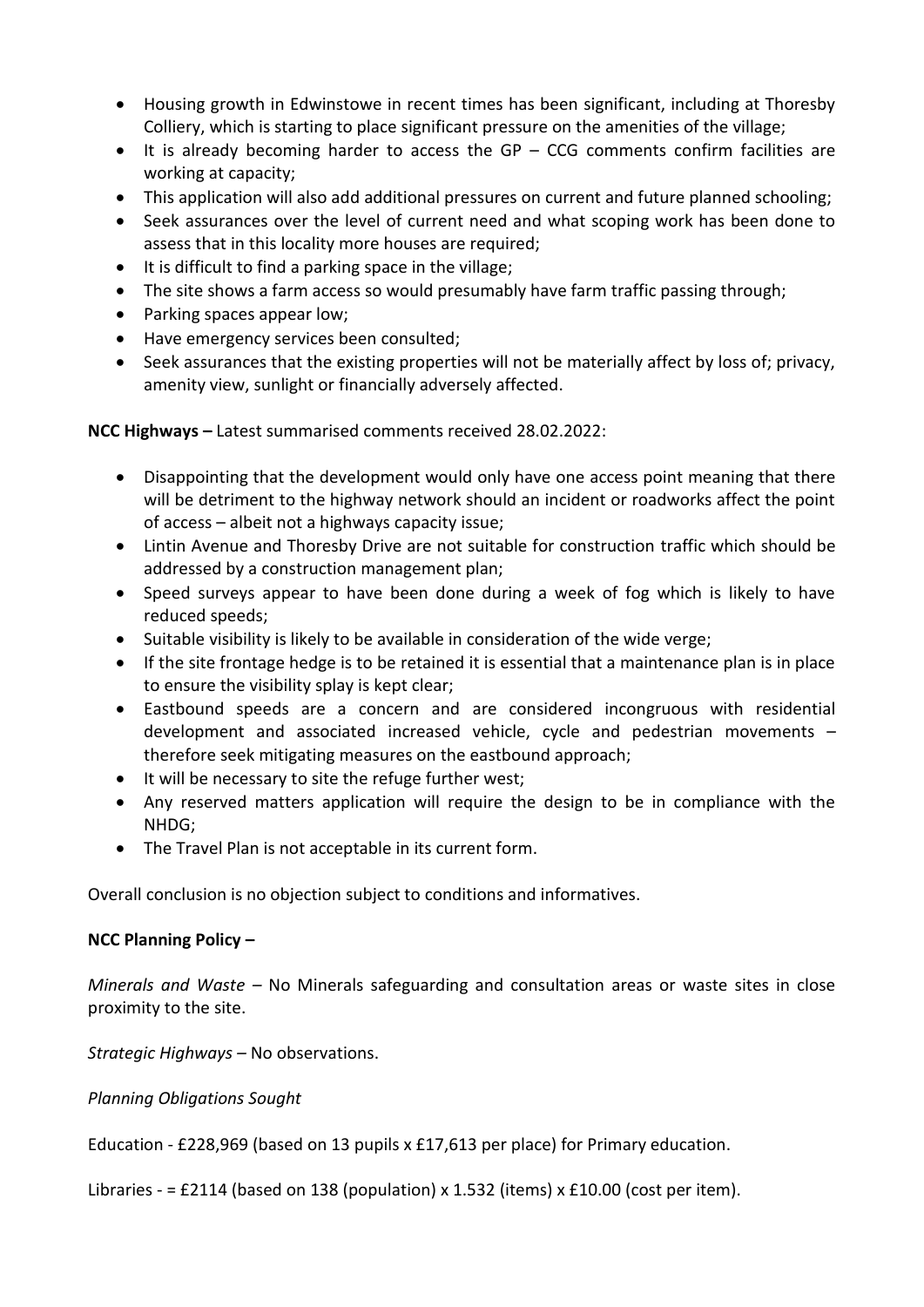- Housing growth in Edwinstowe in recent times has been significant, including at Thoresby Colliery, which is starting to place significant pressure on the amenities of the village;
- It is already becoming harder to access the GP – CCG comments confirm facilities are working at capacity;
- This application will also add additional pressures on current and future planned schooling;
- Seek assurances over the level of current need and what scoping work has been done to assess that in this locality more houses are required;
- It is difficult to find a parking space in the village;
- The site shows a farm access so would presumably have farm traffic passing through;
- Parking spaces appear low;
- Have emergency services been consulted;
- Seek assurances that the existing properties will not be materially affect by loss of; privacy, amenity view, sunlight or financially adversely affected.

**NCC Highways –** Latest summarised comments received 28.02.2022:

- Disappointing that the development would only have one access point meaning that there will be detriment to the highway network should an incident or roadworks affect the point of access – albeit not a highways capacity issue;
- Lintin Avenue and Thoresby Drive are not suitable for construction traffic which should be addressed by a construction management plan;
- Speed surveys appear to have been done during a week of fog which is likely to have reduced speeds;
- Suitable visibility is likely to be available in consideration of the wide verge;
- If the site frontage hedge is to be retained it is essential that a maintenance plan is in place to ensure the visibility splay is kept clear;
- Eastbound speeds are a concern and are considered incongruous with residential development and associated increased vehicle, cycle and pedestrian movements – therefore seek mitigating measures on the eastbound approach;
- It will be necessary to site the refuge further west;
- Any reserved matters application will require the design to be in compliance with the NHDG;
- The Travel Plan is not acceptable in its current form.

Overall conclusion is no objection subject to conditions and informatives.

**NCC Planning Policy –**

*Minerals and Waste* – No Minerals safeguarding and consultation areas or waste sites in close proximity to the site.

*Strategic Highways* – No observations.

*Planning Obligations Sought*

Education - £228,969 (based on 13 pupils x £17,613 per place) for Primary education.

Libraries - = £2114 (based on 138 (population) x 1.532 (items) x £10.00 (cost per item).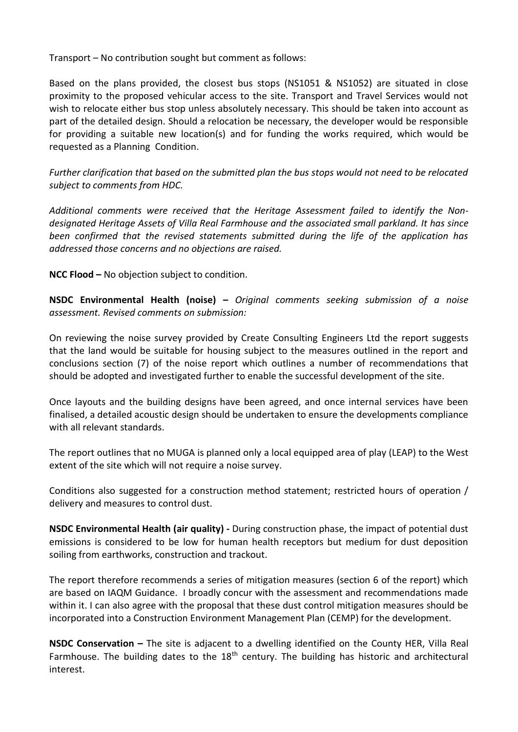Transport – No contribution sought but comment as follows:

Based on the plans provided, the closest bus stops (NS1051 & NS1052) are situated in close proximity to the proposed vehicular access to the site. Transport and Travel Services would not wish to relocate either bus stop unless absolutely necessary. This should be taken into account as part of the detailed design. Should a relocation be necessary, the developer would be responsible for providing a suitable new location(s) and for funding the works required, which would be requested as a Planning Condition.

*Further clarification that based on the submitted plan the bus stops would not need to be relocated subject to comments from HDC.*

*Additional comments were received that the Heritage Assessment failed to identify the Non-designated Heritage Assets of Villa Real Farmhouse and the associated small parkland. It has since been confirmed that the revised statements submitted during the life of the application has addressed those concerns and no objections are raised.*

**NCC Flood –** No objection subject to condition.

**NSDC Environmental Health (noise) –** *Original comments seeking submission of a noise assessment. Revised comments on submission:*

On reviewing the noise survey provided by Create Consulting Engineers Ltd the report suggests that the land would be suitable for housing subject to the measures outlined in the report and conclusions section (7) of the noise report which outlines a number of recommendations that should be adopted and investigated further to enable the successful development of the site.

Once layouts and the building designs have been agreed, and once internal services have been finalised, a detailed acoustic design should be undertaken to ensure the developments compliance with all relevant standards.

The report outlines that no MUGA is planned only a local equipped area of play (LEAP) to the West extent of the site which will not require a noise survey.

Conditions also suggested for a construction method statement; restricted hours of operation / delivery and measures to control dust.

**NSDC Environmental Health (air quality) -** During construction phase, the impact of potential dust emissions is considered to be low for human health receptors but medium for dust deposition soiling from earthworks, construction and trackout.

The report therefore recommends a series of mitigation measures (section 6 of the report) which are based on IAQM Guidance. I broadly concur with the assessment and recommendations made within it. I can also agree with the proposal that these dust control mitigation measures should be incorporated into a Construction Environment Management Plan (CEMP) for the development.

**NSDC Conservation –** The site is adjacent to a dwelling identified on the County HER, Villa Real Farmhouse. The building dates to the 18th century. The building has historic and architectural interest.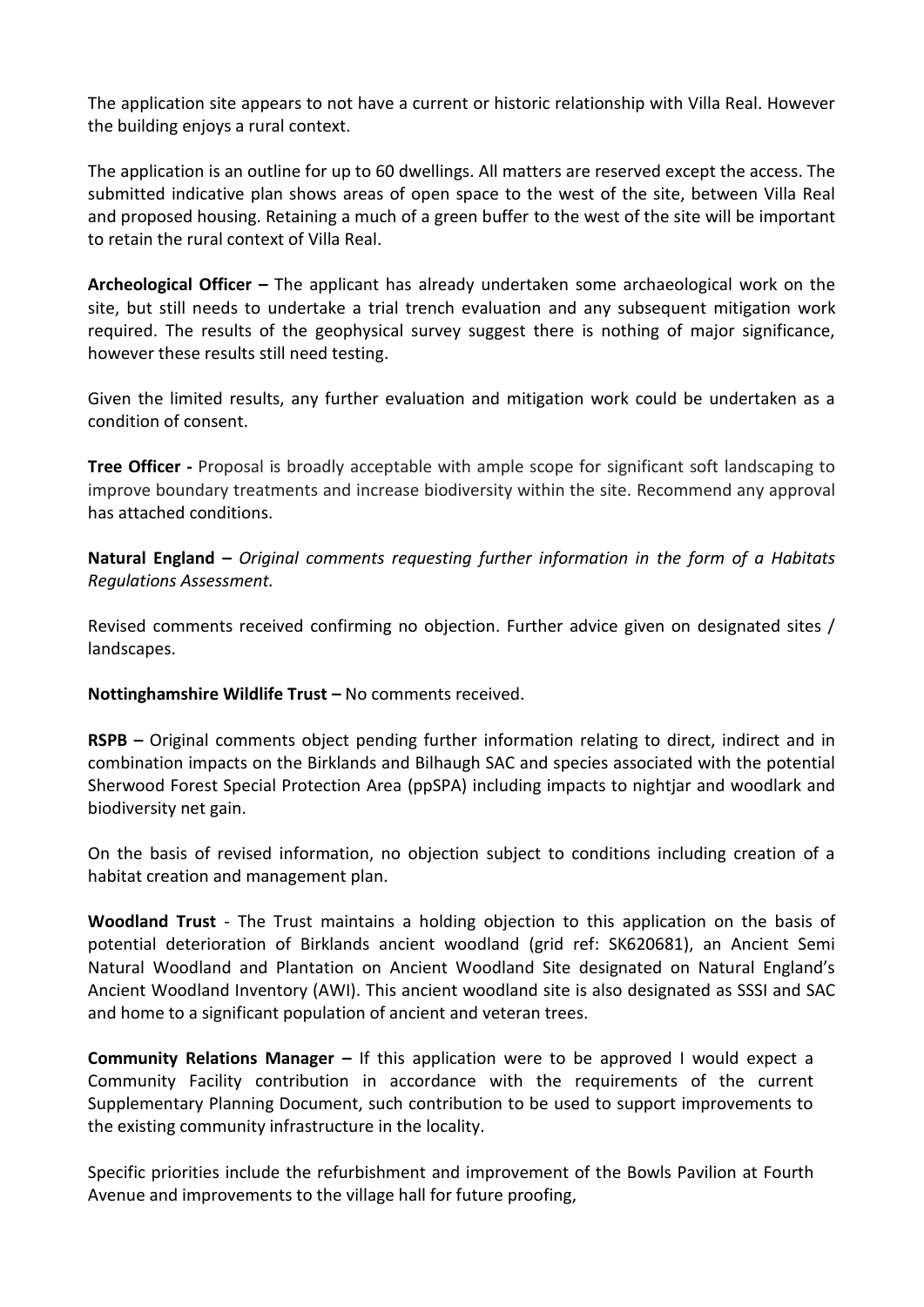The application site appears to not have a current or historic relationship with Villa Real. However the building enjoys a rural context.

The application is an outline for up to 60 dwellings. All matters are reserved except the access. The submitted indicative plan shows areas of open space to the west of the site, between Villa Real and proposed housing. Retaining a much of a green buffer to the west of the site will be important to retain the rural context of Villa Real.

**Archeological Officer –** The applicant has already undertaken some archaeological work on the site, but still needs to undertake a trial trench evaluation and any subsequent mitigation work required. The results of the geophysical survey suggest there is nothing of major significance, however these results still need testing.

Given the limited results, any further evaluation and mitigation work could be undertaken as a condition of consent.

**Tree Officer -** Proposal is broadly acceptable with ample scope for significant soft landscaping to improve boundary treatments and increase biodiversity within the site. Recommend any approval has attached conditions.

**Natural England –** *Original comments requesting further information in the form of a Habitats Regulations Assessment.*

Revised comments received confirming no objection. Further advice given on designated sites / landscapes.

**Nottinghamshire Wildlife Trust –** No comments received.

**RSPB –** Original comments object pending further information relating to direct, indirect and in combination impacts on the Birklands and Bilhaugh SAC and species associated with the potential Sherwood Forest Special Protection Area (ppSPA) including impacts to nightjar and woodlark and biodiversity net gain.

On the basis of revised information, no objection subject to conditions including creation of a habitat creation and management plan.

**Woodland Trust** - The Trust maintains a holding objection to this application on the basis of potential deterioration of Birklands ancient woodland (grid ref: SK620681), an Ancient Semi Natural Woodland and Plantation on Ancient Woodland Site designated on Natural England's Ancient Woodland Inventory (AWI). This ancient woodland site is also designated as SSSI and SAC and home to a significant population of ancient and veteran trees.

**Community Relations Manager –** If this application were to be approved I would expect a Community Facility contribution in accordance with the requirements of the current Supplementary Planning Document, such contribution to be used to support improvements to the existing community infrastructure in the locality.

Specific priorities include the refurbishment and improvement of the Bowls Pavilion at Fourth Avenue and improvements to the village hall for future proofing,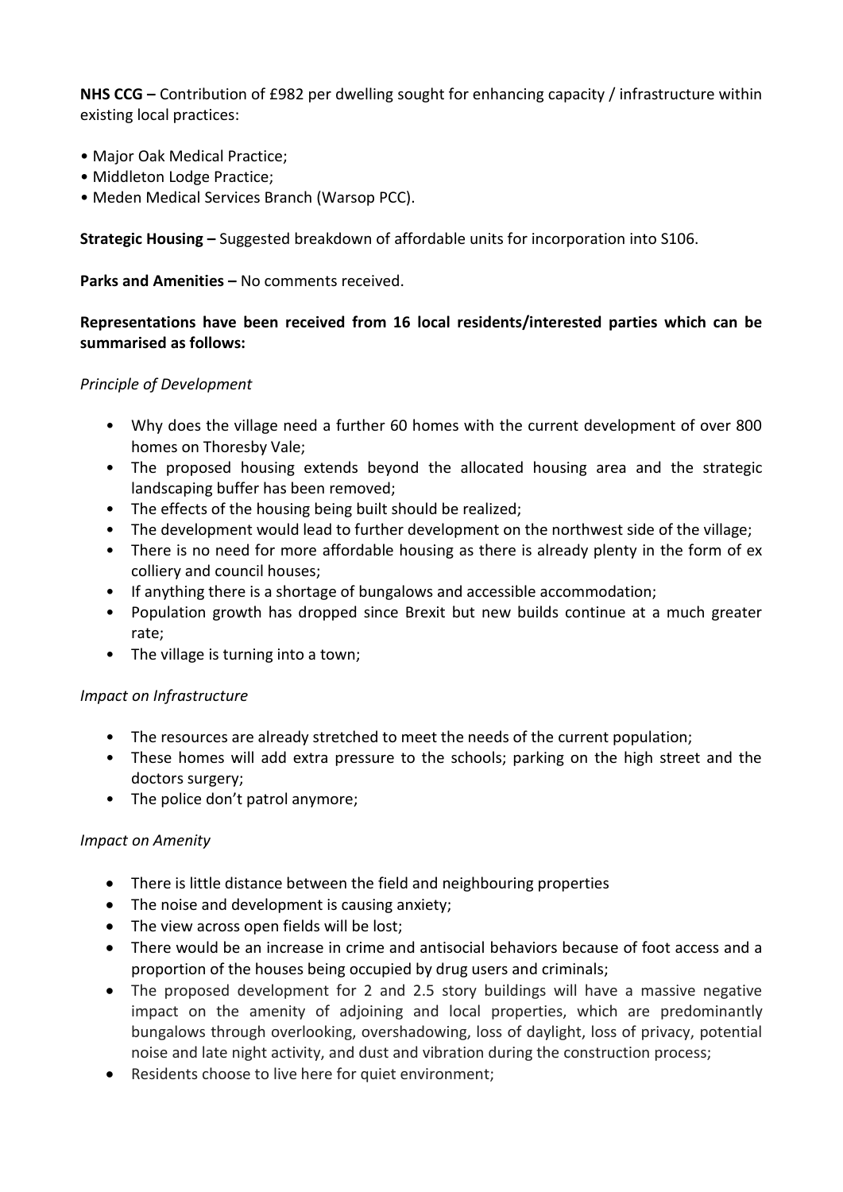**NHS CCG –** Contribution of £982 per dwelling sought for enhancing capacity / infrastructure within existing local practices:

- Major Oak Medical Practice;
- Middleton Lodge Practice;
- Meden Medical Services Branch (Warsop PCC).

**Strategic Housing –** Suggested breakdown of affordable units for incorporation into S106.

**Parks and Amenities –** No comments received.

**Representations have been received from 16 local residents/interested parties which can be summarised as follows:**

*Principle of Development*

- Why does the village need a further 60 homes with the current development of over 800 homes on Thoresby Vale;
- The proposed housing extends beyond the allocated housing area and the strategic landscaping buffer has been removed;
- The effects of the housing being built should be realized;
- The development would lead to further development on the northwest side of the village;
- There is no need for more affordable housing as there is already plenty in the form of ex colliery and council houses;
- If anything there is a shortage of bungalows and accessible accommodation;
- Population growth has dropped since Brexit but new builds continue at a much greater rate;
- The village is turning into a town;

*Impact on Infrastructure*

- The resources are already stretched to meet the needs of the current population;
- These homes will add extra pressure to the schools; parking on the high street and the doctors surgery;
- The police don't patrol anymore;

*Impact on Amenity*

- There is little distance between the field and neighbouring properties
- The noise and development is causing anxiety;
- The view across open fields will be lost;
- There would be an increase in crime and antisocial behaviors because of foot access and a proportion of the houses being occupied by drug users and criminals;
- The proposed development for 2 and 2.5 story buildings will have a massive negative impact on the amenity of adjoining and local properties, which are predominantly bungalows through overlooking, overshadowing, loss of daylight, loss of privacy, potential noise and late night activity, and dust and vibration during the construction process;
- Residents choose to live here for quiet environment;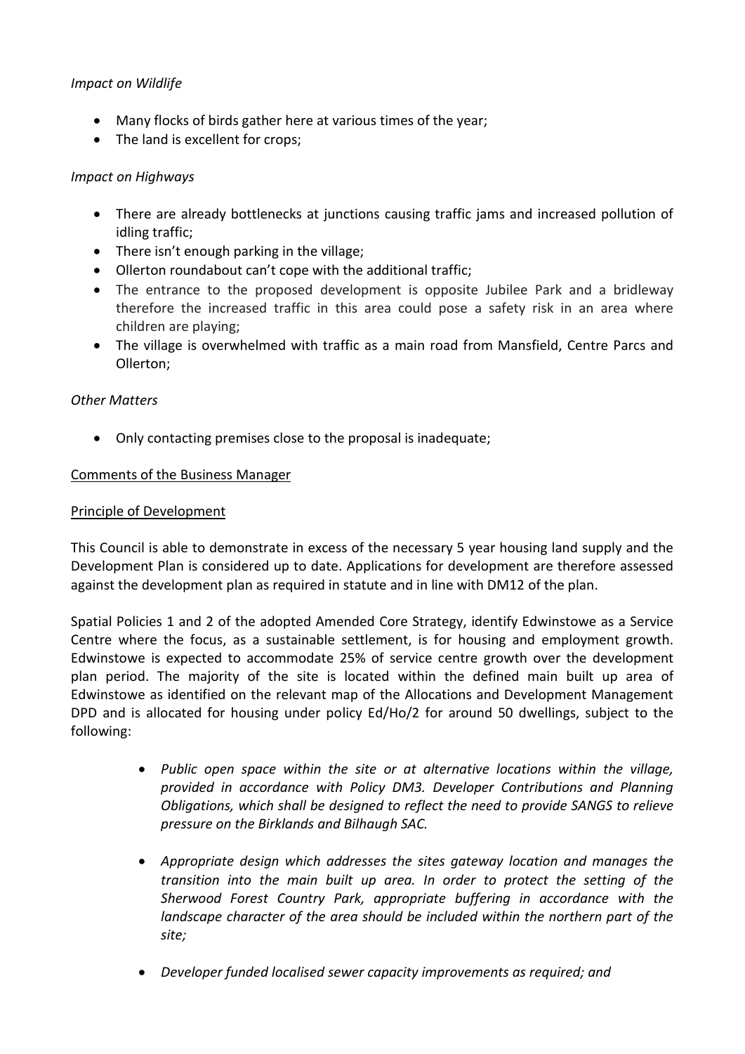*Impact on Wildlife*

- Many flocks of birds gather here at various times of the year;
- The land is excellent for crops;

*Impact on Highways*

- There are already bottlenecks at junctions causing traffic jams and increased pollution of idling traffic;
- There isn't enough parking in the village;
- Ollerton roundabout can't cope with the additional traffic;
- The entrance to the proposed development is opposite Jubilee Park and a bridleway therefore the increased traffic in this area could pose a safety risk in an area where children are playing;
- The village is overwhelmed with traffic as a main road from Mansfield, Centre Parcs and Ollerton;

*Other Matters*

- Only contacting premises close to the proposal is inadequate;

Comments of the Business Manager

Principle of Development

This Council is able to demonstrate in excess of the necessary 5 year housing land supply and the Development Plan is considered up to date. Applications for development are therefore assessed against the development plan as required in statute and in line with DM12 of the plan.

Spatial Policies 1 and 2 of the adopted Amended Core Strategy, identify Edwinstowe as a Service Centre where the focus, as a sustainable settlement, is for housing and employment growth. Edwinstowe is expected to accommodate 25% of service centre growth over the development plan period. The majority of the site is located within the defined main built up area of Edwinstowe as identified on the relevant map of the Allocations and Development Management DPD and is allocated for housing under policy Ed/Ho/2 for around 50 dwellings, subject to the following:

- *Public open space within the site or at alternative locations within the village, provided in accordance with Policy DM3. Developer Contributions and Planning Obligations, which shall be designed to reflect the need to provide SANGS to relieve pressure on the Birklands and Bilhaugh SAC.*
- *Appropriate design which addresses the sites gateway location and manages the transition into the main built up area. In order to protect the setting of the Sherwood Forest Country Park, appropriate buffering in accordance with the landscape character of the area should be included within the northern part of the site;*
- *Developer funded localised sewer capacity improvements as required; and*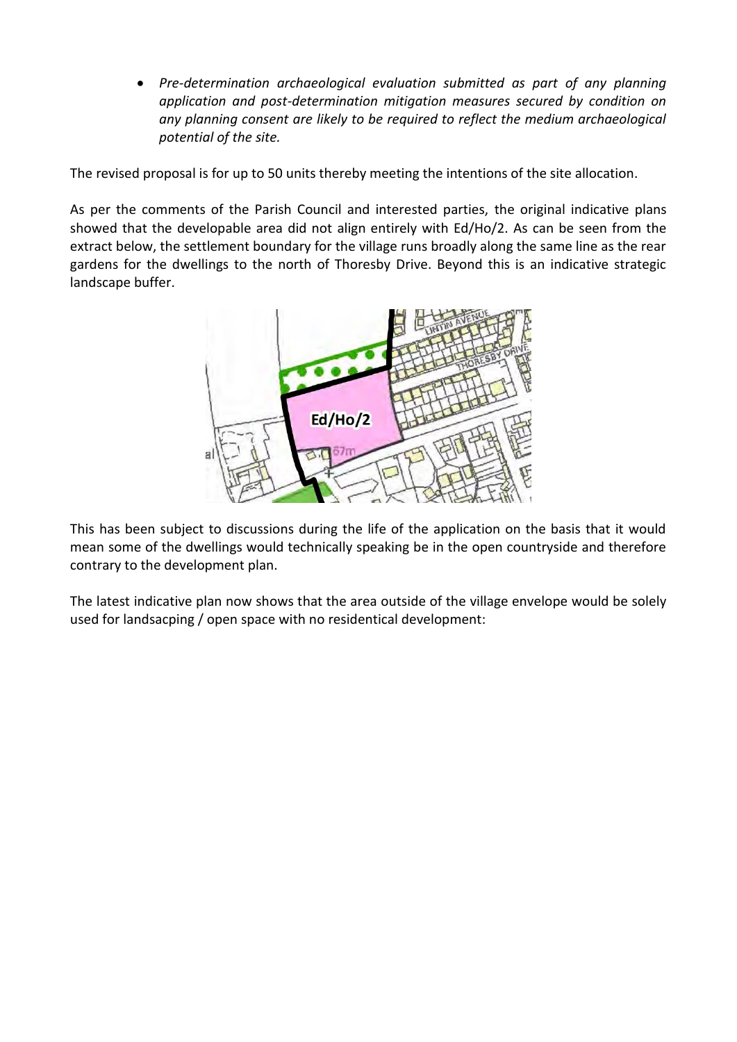- *Pre-determination archaeological evaluation submitted as part of any planning application and post-determination mitigation measures secured by condition on any planning consent are likely to be required to reflect the medium archaeological potential of the site.*

The revised proposal is for up to 50 units thereby meeting the intentions of the site allocation.

As per the comments of the Parish Council and interested parties, the original indicative plans showed that the developable area did not align entirely with Ed/Ho/2. As can be seen from the extract below, the settlement boundary for the village runs broadly along the same line as the rear gardens for the dwellings to the north of Thoresby Drive. Beyond this is an indicative strategic landscape buffer.

This has been subject to discussions during the life of the application on the basis that it would mean some of the dwellings would technically speaking be in the open countryside and therefore contrary to the development plan.

The latest indicative plan now shows that the area outside of the village envelope would be solely used for landsacping / open space with no residentical development: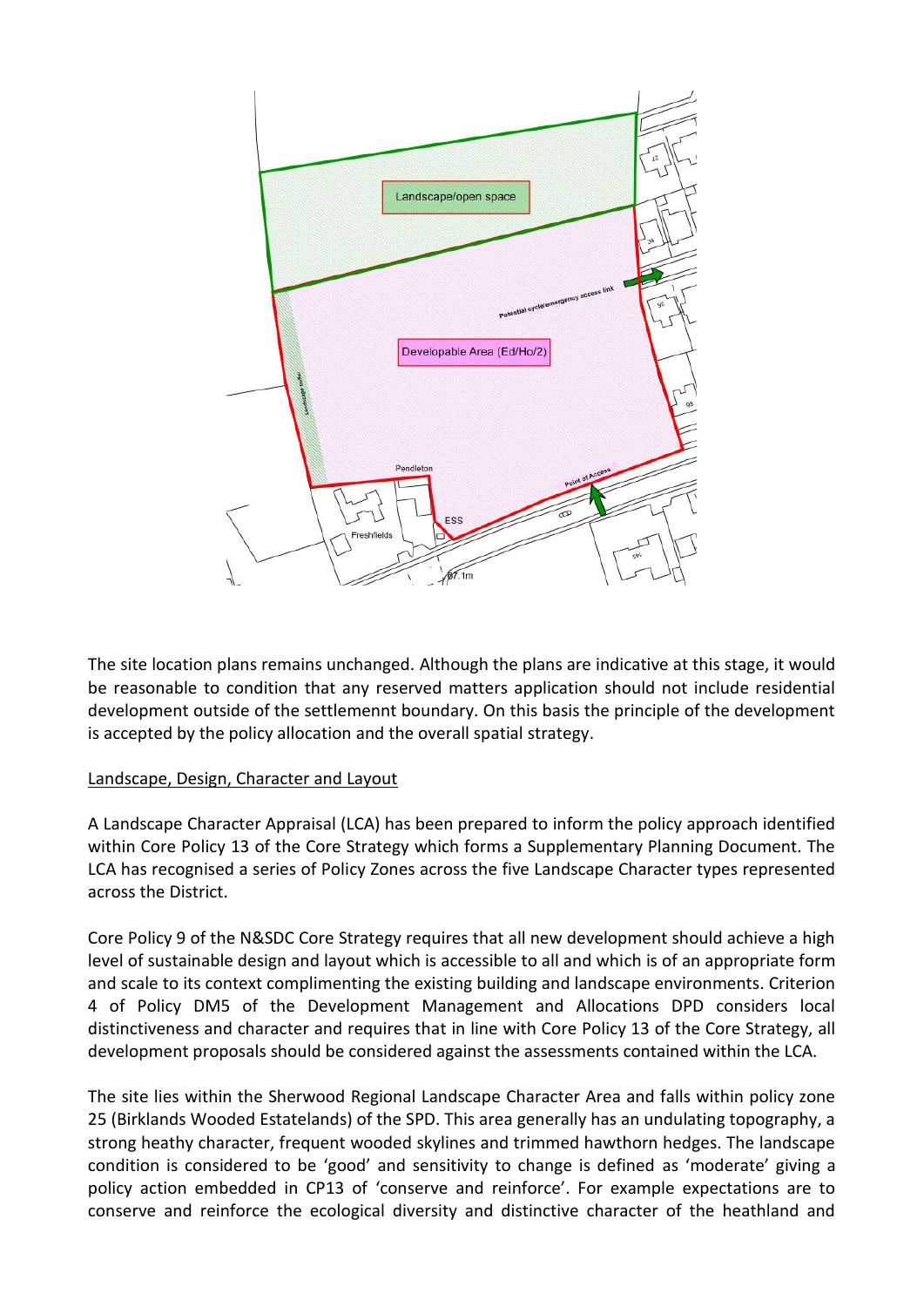The site location plans remains unchanged. Although the plans are indicative at this stage, it would be reasonable to condition that any reserved matters application should not include residential development outside of the settlemennt boundary. On this basis the principle of the development is accepted by the policy allocation and the overall spatial strategy.

Landscape, Design, Character and Layout

A Landscape Character Appraisal (LCA) has been prepared to inform the policy approach identified within Core Policy 13 of the Core Strategy which forms a Supplementary Planning Document. The LCA has recognised a series of Policy Zones across the five Landscape Character types represented across the District.

Core Policy 9 of the N&SDC Core Strategy requires that all new development should achieve a high level of sustainable design and layout which is accessible to all and which is of an appropriate form and scale to its context complimenting the existing building and landscape environments. Criterion 4 of Policy DM5 of the Development Management and Allocations DPD considers local distinctiveness and character and requires that in line with Core Policy 13 of the Core Strategy, all development proposals should be considered against the assessments contained within the LCA.

The site lies within the Sherwood Regional Landscape Character Area and falls within policy zone 25 (Birklands Wooded Estatelands) of the SPD. This area generally has an undulating topography, a strong heathy character, frequent wooded skylines and trimmed hawthorn hedges. The landscape condition is considered to be 'good' and sensitivity to change is defined as 'moderate' giving a policy action embedded in CP13 of 'conserve and reinforce'. For example expectations are to conserve and reinforce the ecological diversity and distinctive character of the heathland and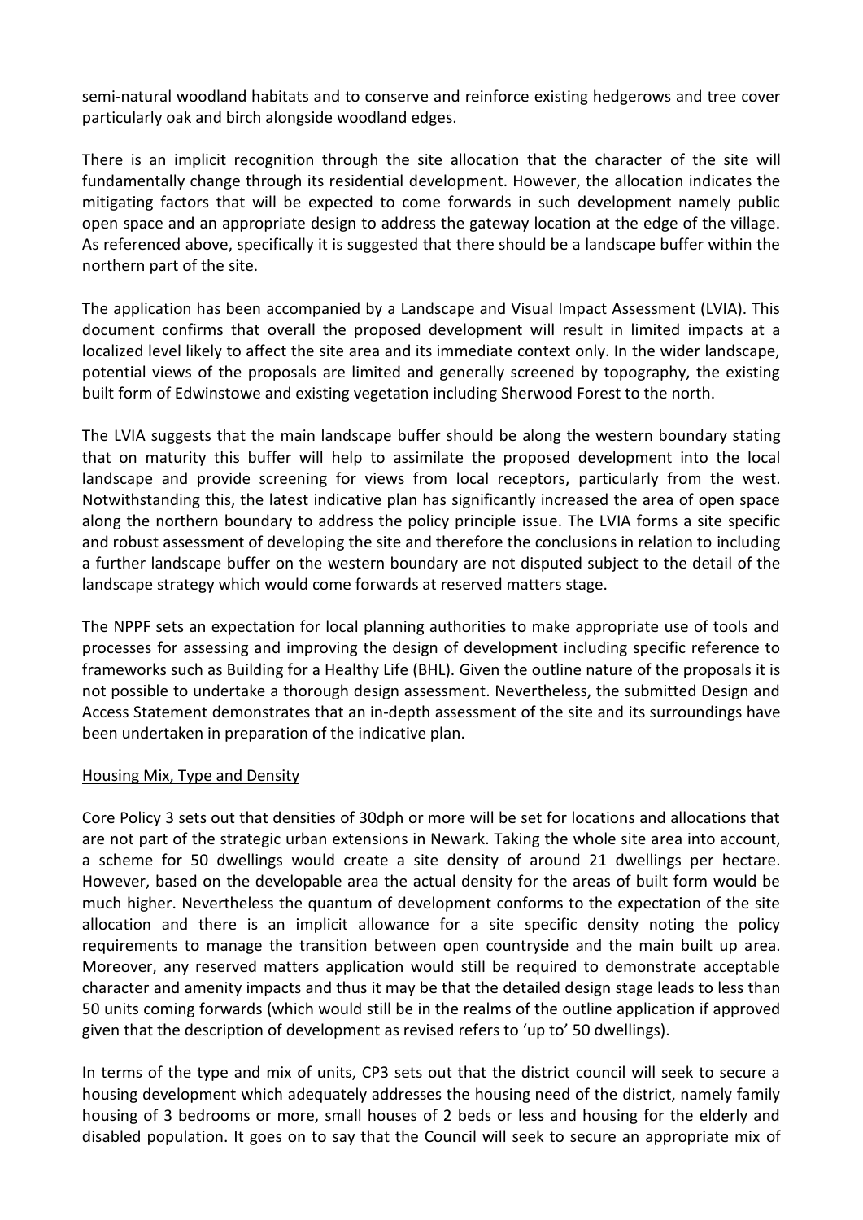semi-natural woodland habitats and to conserve and reinforce existing hedgerows and tree cover particularly oak and birch alongside woodland edges.

There is an implicit recognition through the site allocation that the character of the site will fundamentally change through its residential development. However, the allocation indicates the mitigating factors that will be expected to come forwards in such development namely public open space and an appropriate design to address the gateway location at the edge of the village. As referenced above, specifically it is suggested that there should be a landscape buffer within the northern part of the site.

The application has been accompanied by a Landscape and Visual Impact Assessment (LVIA). This document confirms that overall the proposed development will result in limited impacts at a localized level likely to affect the site area and its immediate context only. In the wider landscape, potential views of the proposals are limited and generally screened by topography, the existing built form of Edwinstowe and existing vegetation including Sherwood Forest to the north.

The LVIA suggests that the main landscape buffer should be along the western boundary stating that on maturity this buffer will help to assimilate the proposed development into the local landscape and provide screening for views from local receptors, particularly from the west. Notwithstanding this, the latest indicative plan has significantly increased the area of open space along the northern boundary to address the policy principle issue. The LVIA forms a site specific and robust assessment of developing the site and therefore the conclusions in relation to including a further landscape buffer on the western boundary are not disputed subject to the detail of the landscape strategy which would come forwards at reserved matters stage.

The NPPF sets an expectation for local planning authorities to make appropriate use of tools and processes for assessing and improving the design of development including specific reference to frameworks such as Building for a Healthy Life (BHL). Given the outline nature of the proposals it is not possible to undertake a thorough design assessment. Nevertheless, the submitted Design and Access Statement demonstrates that an in-depth assessment of the site and its surroundings have been undertaken in preparation of the indicative plan.

Housing Mix, Type and Density

Core Policy 3 sets out that densities of 30dph or more will be set for locations and allocations that are not part of the strategic urban extensions in Newark. Taking the whole site area into account, a scheme for 50 dwellings would create a site density of around 21 dwellings per hectare. However, based on the developable area the actual density for the areas of built form would be much higher. Nevertheless the quantum of development conforms to the expectation of the site allocation and there is an implicit allowance for a site specific density noting the policy requirements to manage the transition between open countryside and the main built up area. Moreover, any reserved matters application would still be required to demonstrate acceptable character and amenity impacts and thus it may be that the detailed design stage leads to less than 50 units coming forwards (which would still be in the realms of the outline application if approved given that the description of development as revised refers to 'up to' 50 dwellings).

In terms of the type and mix of units, CP3 sets out that the district council will seek to secure a housing development which adequately addresses the housing need of the district, namely family housing of 3 bedrooms or more, small houses of 2 beds or less and housing for the elderly and disabled population. It goes on to say that the Council will seek to secure an appropriate mix of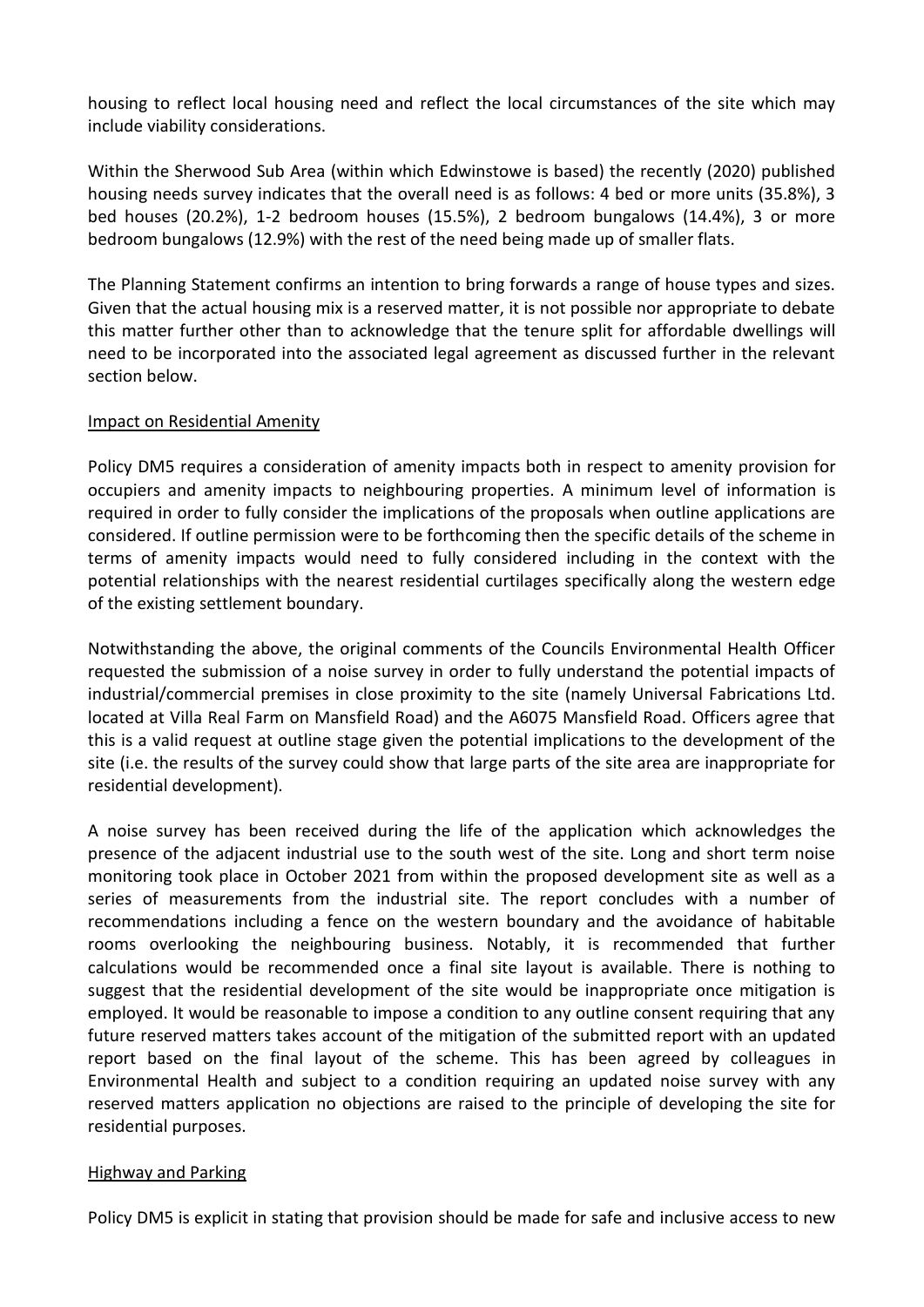housing to reflect local housing need and reflect the local circumstances of the site which may include viability considerations.

Within the Sherwood Sub Area (within which Edwinstowe is based) the recently (2020) published housing needs survey indicates that the overall need is as follows: 4 bed or more units (35.8%), 3 bed houses (20.2%), 1-2 bedroom houses (15.5%), 2 bedroom bungalows (14.4%), 3 or more bedroom bungalows (12.9%) with the rest of the need being made up of smaller flats.

The Planning Statement confirms an intention to bring forwards a range of house types and sizes. Given that the actual housing mix is a reserved matter, it is not possible nor appropriate to debate this matter further other than to acknowledge that the tenure split for affordable dwellings will need to be incorporated into the associated legal agreement as discussed further in the relevant section below.

## Impact on Residential Amenity

Policy DM5 requires a consideration of amenity impacts both in respect to amenity provision for occupiers and amenity impacts to neighbouring properties. A minimum level of information is required in order to fully consider the implications of the proposals when outline applications are considered. If outline permission were to be forthcoming then the specific details of the scheme in terms of amenity impacts would need to fully considered including in the context with the potential relationships with the nearest residential curtilages specifically along the western edge of the existing settlement boundary.

Notwithstanding the above, the original comments of the Councils Environmental Health Officer requested the submission of a noise survey in order to fully understand the potential impacts of industrial/commercial premises in close proximity to the site (namely Universal Fabrications Ltd. located at Villa Real Farm on Mansfield Road) and the A6075 Mansfield Road. Officers agree that this is a valid request at outline stage given the potential implications to the development of the site (i.e. the results of the survey could show that large parts of the site area are inappropriate for residential development).

A noise survey has been received during the life of the application which acknowledges the presence of the adjacent industrial use to the south west of the site. Long and short term noise monitoring took place in October 2021 from within the proposed development site as well as a series of measurements from the industrial site. The report concludes with a number of recommendations including a fence on the western boundary and the avoidance of habitable rooms overlooking the neighbouring business. Notably, it is recommended that further calculations would be recommended once a final site layout is available. There is nothing to suggest that the residential development of the site would be inappropriate once mitigation is employed. It would be reasonable to impose a condition to any outline consent requiring that any future reserved matters takes account of the mitigation of the submitted report with an updated report based on the final layout of the scheme. This has been agreed by colleagues in Environmental Health and subject to a condition requiring an updated noise survey with any reserved matters application no objections are raised to the principle of developing the site for residential purposes.

## Highway and Parking

Policy DM5 is explicit in stating that provision should be made for safe and inclusive access to new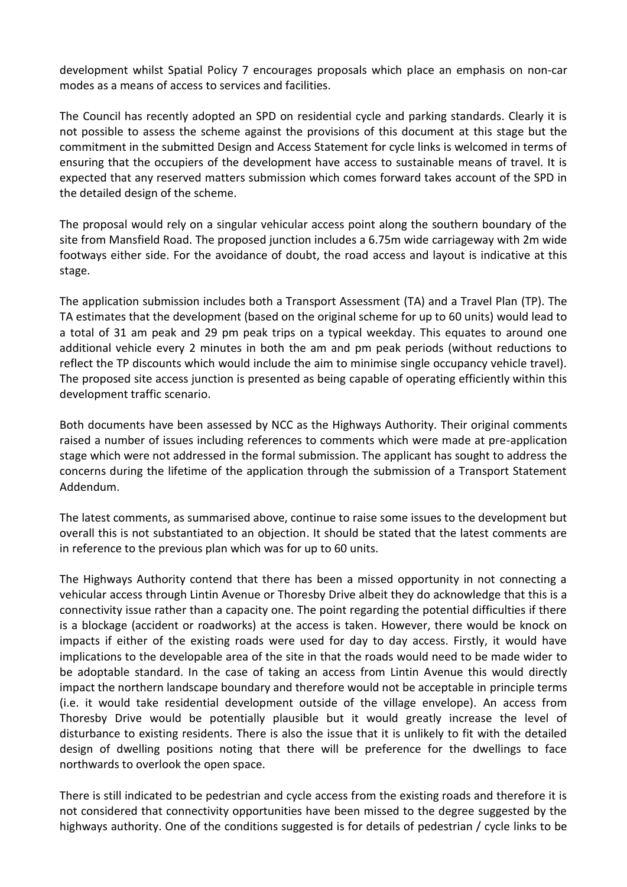development whilst Spatial Policy 7 encourages proposals which place an emphasis on non-car modes as a means of access to services and facilities.

The Council has recently adopted an SPD on residential cycle and parking standards. Clearly it is not possible to assess the scheme against the provisions of this document at this stage but the commitment in the submitted Design and Access Statement for cycle links is welcomed in terms of ensuring that the occupiers of the development have access to sustainable means of travel. It is expected that any reserved matters submission which comes forward takes account of the SPD in the detailed design of the scheme.

The proposal would rely on a singular vehicular access point along the southern boundary of the site from Mansfield Road. The proposed junction includes a 6.75m wide carriageway with 2m wide footways either side. For the avoidance of doubt, the road access and layout is indicative at this stage.

The application submission includes both a Transport Assessment (TA) and a Travel Plan (TP). The TA estimates that the development (based on the original scheme for up to 60 units) would lead to a total of 31 am peak and 29 pm peak trips on a typical weekday. This equates to around one additional vehicle every 2 minutes in both the am and pm peak periods (without reductions to reflect the TP discounts which would include the aim to minimise single occupancy vehicle travel). The proposed site access junction is presented as being capable of operating efficiently within this development traffic scenario.

Both documents have been assessed by NCC as the Highways Authority. Their original comments raised a number of issues including references to comments which were made at pre-application stage which were not addressed in the formal submission. The applicant has sought to address the concerns during the lifetime of the application through the submission of a Transport Statement Addendum.

The latest comments, as summarised above, continue to raise some issues to the development but overall this is not substantiated to an objection. It should be stated that the latest comments are in reference to the previous plan which was for up to 60 units.

The Highways Authority contend that there has been a missed opportunity in not connecting a vehicular access through Lintin Avenue or Thoresby Drive albeit they do acknowledge that this is a connectivity issue rather than a capacity one. The point regarding the potential difficulties if there is a blockage (accident or roadworks) at the access is taken. However, there would be knock on impacts if either of the existing roads were used for day to day access. Firstly, it would have implications to the developable area of the site in that the roads would need to be made wider to be adoptable standard. In the case of taking an access from Lintin Avenue this would directly impact the northern landscape boundary and therefore would not be acceptable in principle terms (i.e. it would take residential development outside of the village envelope). An access from Thoresby Drive would be potentially plausible but it would greatly increase the level of disturbance to existing residents. There is also the issue that it is unlikely to fit with the detailed design of dwelling positions noting that there will be preference for the dwellings to face northwards to overlook the open space.

There is still indicated to be pedestrian and cycle access from the existing roads and therefore it is not considered that connectivity opportunities have been missed to the degree suggested by the highways authority. One of the conditions suggested is for details of pedestrian / cycle links to be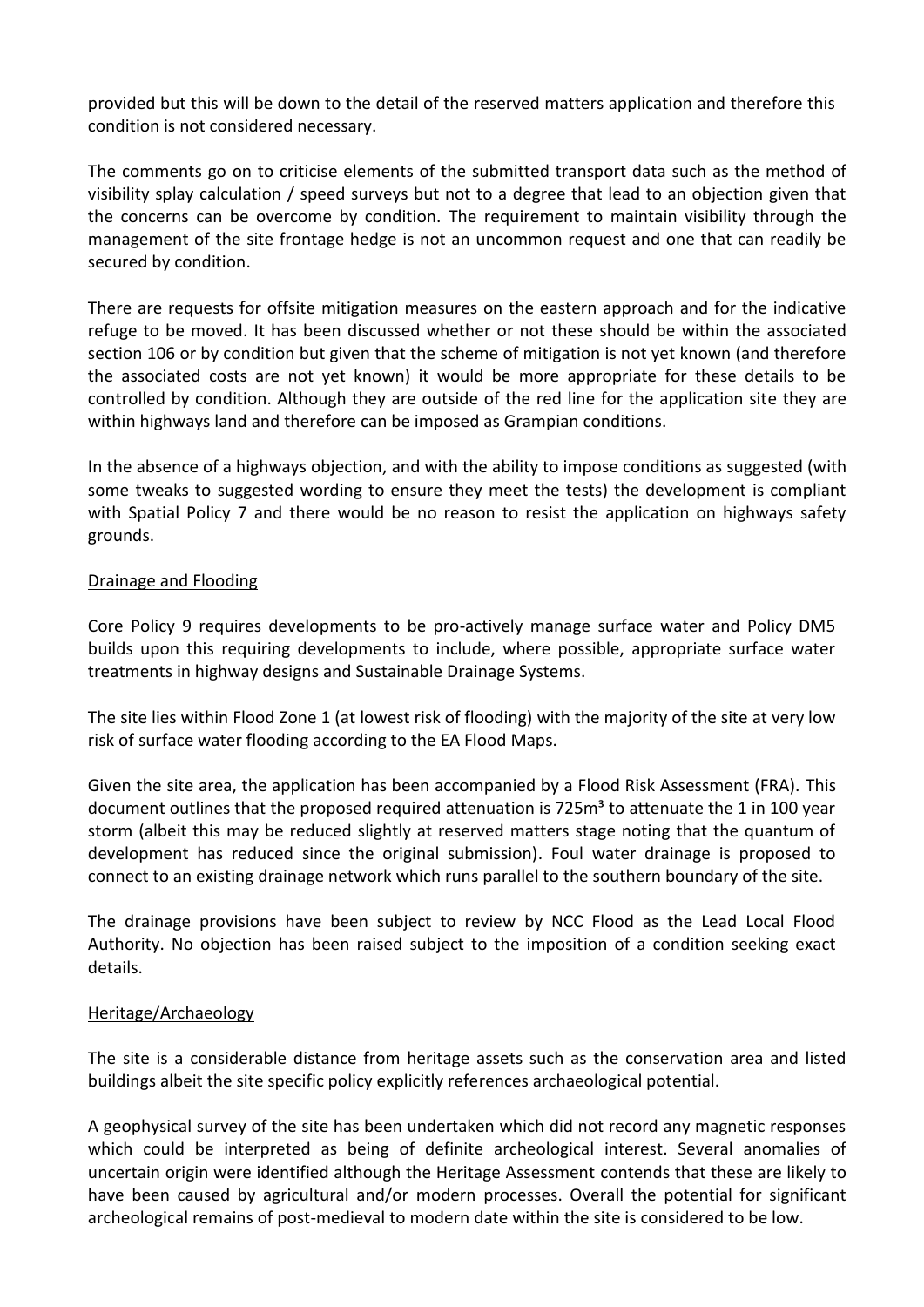provided but this will be down to the detail of the reserved matters application and therefore this condition is not considered necessary.

The comments go on to criticise elements of the submitted transport data such as the method of visibility splay calculation / speed surveys but not to a degree that lead to an objection given that the concerns can be overcome by condition. The requirement to maintain visibility through the management of the site frontage hedge is not an uncommon request and one that can readily be secured by condition.

There are requests for offsite mitigation measures on the eastern approach and for the indicative refuge to be moved. It has been discussed whether or not these should be within the associated section 106 or by condition but given that the scheme of mitigation is not yet known (and therefore the associated costs are not yet known) it would be more appropriate for these details to be controlled by condition. Although they are outside of the red line for the application site they are within highways land and therefore can be imposed as Grampian conditions.

In the absence of a highways objection, and with the ability to impose conditions as suggested (with some tweaks to suggested wording to ensure they meet the tests) the development is compliant with Spatial Policy 7 and there would be no reason to resist the application on highways safety grounds.

## Drainage and Flooding

Core Policy 9 requires developments to be pro-actively manage surface water and Policy DM5 builds upon this requiring developments to include, where possible, appropriate surface water treatments in highway designs and Sustainable Drainage Systems.

The site lies within Flood Zone 1 (at lowest risk of flooding) with the majority of the site at very low risk of surface water flooding according to the EA Flood Maps.

Given the site area, the application has been accompanied by a Flood Risk Assessment (FRA). This document outlines that the proposed required attenuation is 725m³ to attenuate the 1 in 100 year storm (albeit this may be reduced slightly at reserved matters stage noting that the quantum of development has reduced since the original submission). Foul water drainage is proposed to connect to an existing drainage network which runs parallel to the southern boundary of the site.

The drainage provisions have been subject to review by NCC Flood as the Lead Local Flood Authority. No objection has been raised subject to the imposition of a condition seeking exact details.

## Heritage/Archaeology

The site is a considerable distance from heritage assets such as the conservation area and listed buildings albeit the site specific policy explicitly references archaeological potential.

A geophysical survey of the site has been undertaken which did not record any magnetic responses which could be interpreted as being of definite archeological interest. Several anomalies of uncertain origin were identified although the Heritage Assessment contends that these are likely to have been caused by agricultural and/or modern processes. Overall the potential for significant archeological remains of post-medieval to modern date within the site is considered to be low.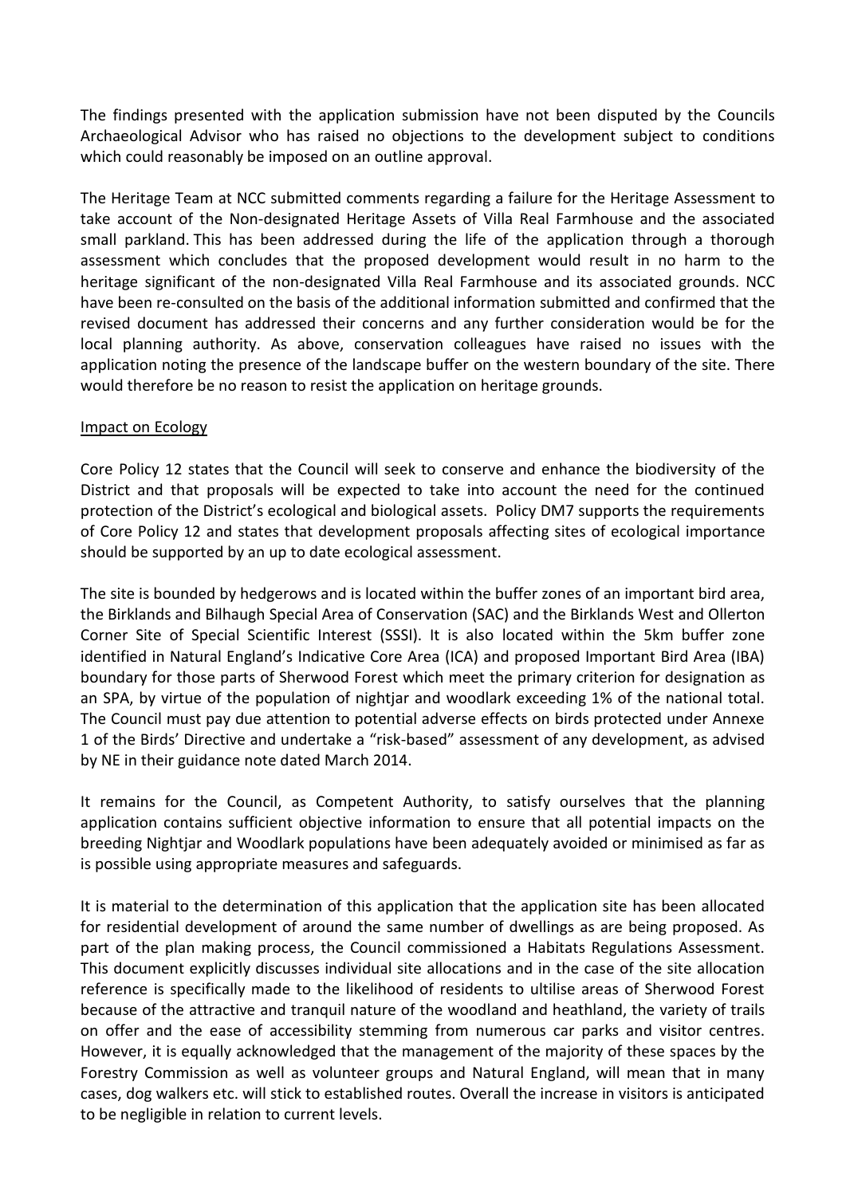The findings presented with the application submission have not been disputed by the Councils Archaeological Advisor who has raised no objections to the development subject to conditions which could reasonably be imposed on an outline approval.

The Heritage Team at NCC submitted comments regarding a failure for the Heritage Assessment to take account of the Non-designated Heritage Assets of Villa Real Farmhouse and the associated small parkland. This has been addressed during the life of the application through a thorough assessment which concludes that the proposed development would result in no harm to the heritage significant of the non-designated Villa Real Farmhouse and its associated grounds. NCC have been re-consulted on the basis of the additional information submitted and confirmed that the revised document has addressed their concerns and any further consideration would be for the local planning authority. As above, conservation colleagues have raised no issues with the application noting the presence of the landscape buffer on the western boundary of the site. There would therefore be no reason to resist the application on heritage grounds.

Impact on Ecology

Core Policy 12 states that the Council will seek to conserve and enhance the biodiversity of the District and that proposals will be expected to take into account the need for the continued protection of the District's ecological and biological assets. Policy DM7 supports the requirements of Core Policy 12 and states that development proposals affecting sites of ecological importance should be supported by an up to date ecological assessment.

The site is bounded by hedgerows and is located within the buffer zones of an important bird area, the Birklands and Bilhaugh Special Area of Conservation (SAC) and the Birklands West and Ollerton Corner Site of Special Scientific Interest (SSSI). It is also located within the 5km buffer zone identified in Natural England's Indicative Core Area (ICA) and proposed Important Bird Area (IBA) boundary for those parts of Sherwood Forest which meet the primary criterion for designation as an SPA, by virtue of the population of nightjar and woodlark exceeding 1% of the national total. The Council must pay due attention to potential adverse effects on birds protected under Annexe 1 of the Birds' Directive and undertake a "risk-based" assessment of any development, as advised by NE in their guidance note dated March 2014.

It remains for the Council, as Competent Authority, to satisfy ourselves that the planning application contains sufficient objective information to ensure that all potential impacts on the breeding Nightjar and Woodlark populations have been adequately avoided or minimised as far as is possible using appropriate measures and safeguards.

It is material to the determination of this application that the application site has been allocated for residential development of around the same number of dwellings as are being proposed. As part of the plan making process, the Council commissioned a Habitats Regulations Assessment. This document explicitly discusses individual site allocations and in the case of the site allocation reference is specifically made to the likelihood of residents to ultilise areas of Sherwood Forest because of the attractive and tranquil nature of the woodland and heathland, the variety of trails on offer and the ease of accessibility stemming from numerous car parks and visitor centres. However, it is equally acknowledged that the management of the majority of these spaces by the Forestry Commission as well as volunteer groups and Natural England, will mean that in many cases, dog walkers etc. will stick to established routes. Overall the increase in visitors is anticipated to be negligible in relation to current levels.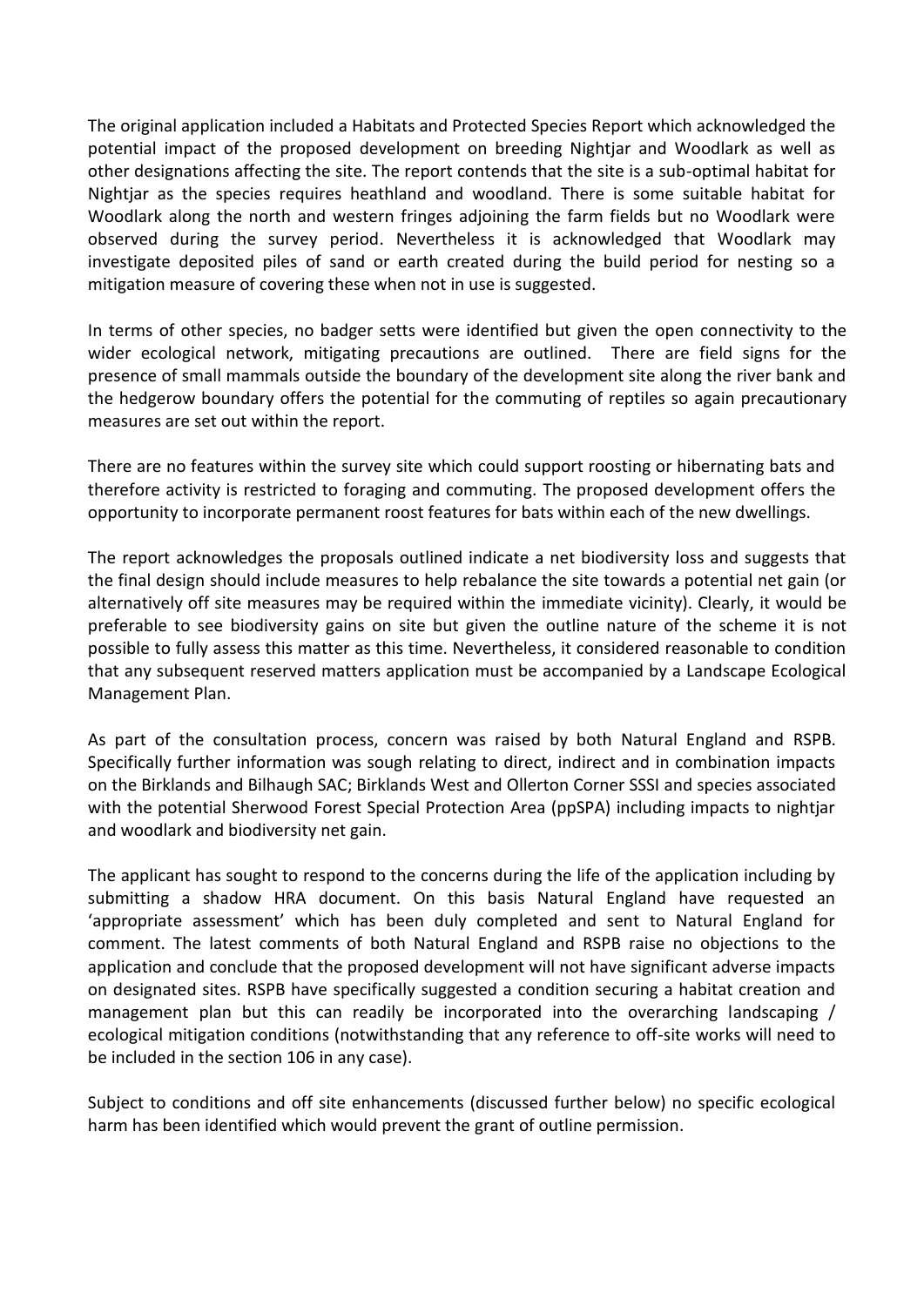The original application included a Habitats and Protected Species Report which acknowledged the potential impact of the proposed development on breeding Nightjar and Woodlark as well as other designations affecting the site. The report contends that the site is a sub-optimal habitat for Nightjar as the species requires heathland and woodland. There is some suitable habitat for Woodlark along the north and western fringes adjoining the farm fields but no Woodlark were observed during the survey period. Nevertheless it is acknowledged that Woodlark may investigate deposited piles of sand or earth created during the build period for nesting so a mitigation measure of covering these when not in use is suggested.

In terms of other species, no badger setts were identified but given the open connectivity to the wider ecological network, mitigating precautions are outlined. There are field signs for the presence of small mammals outside the boundary of the development site along the river bank and the hedgerow boundary offers the potential for the commuting of reptiles so again precautionary measures are set out within the report.

There are no features within the survey site which could support roosting or hibernating bats and therefore activity is restricted to foraging and commuting. The proposed development offers the opportunity to incorporate permanent roost features for bats within each of the new dwellings.

The report acknowledges the proposals outlined indicate a net biodiversity loss and suggests that the final design should include measures to help rebalance the site towards a potential net gain (or alternatively off site measures may be required within the immediate vicinity). Clearly, it would be preferable to see biodiversity gains on site but given the outline nature of the scheme it is not possible to fully assess this matter as this time. Nevertheless, it considered reasonable to condition that any subsequent reserved matters application must be accompanied by a Landscape Ecological Management Plan.

As part of the consultation process, concern was raised by both Natural England and RSPB. Specifically further information was sough relating to direct, indirect and in combination impacts on the Birklands and Bilhaugh SAC; Birklands West and Ollerton Corner SSSI and species associated with the potential Sherwood Forest Special Protection Area (ppSPA) including impacts to nightjar and woodlark and biodiversity net gain.

The applicant has sought to respond to the concerns during the life of the application including by submitting a shadow HRA document. On this basis Natural England have requested an 'appropriate assessment' which has been duly completed and sent to Natural England for comment. The latest comments of both Natural England and RSPB raise no objections to the application and conclude that the proposed development will not have significant adverse impacts on designated sites. RSPB have specifically suggested a condition securing a habitat creation and management plan but this can readily be incorporated into the overarching landscaping / ecological mitigation conditions (notwithstanding that any reference to off-site works will need to be included in the section 106 in any case).

Subject to conditions and off site enhancements (discussed further below) no specific ecological harm has been identified which would prevent the grant of outline permission.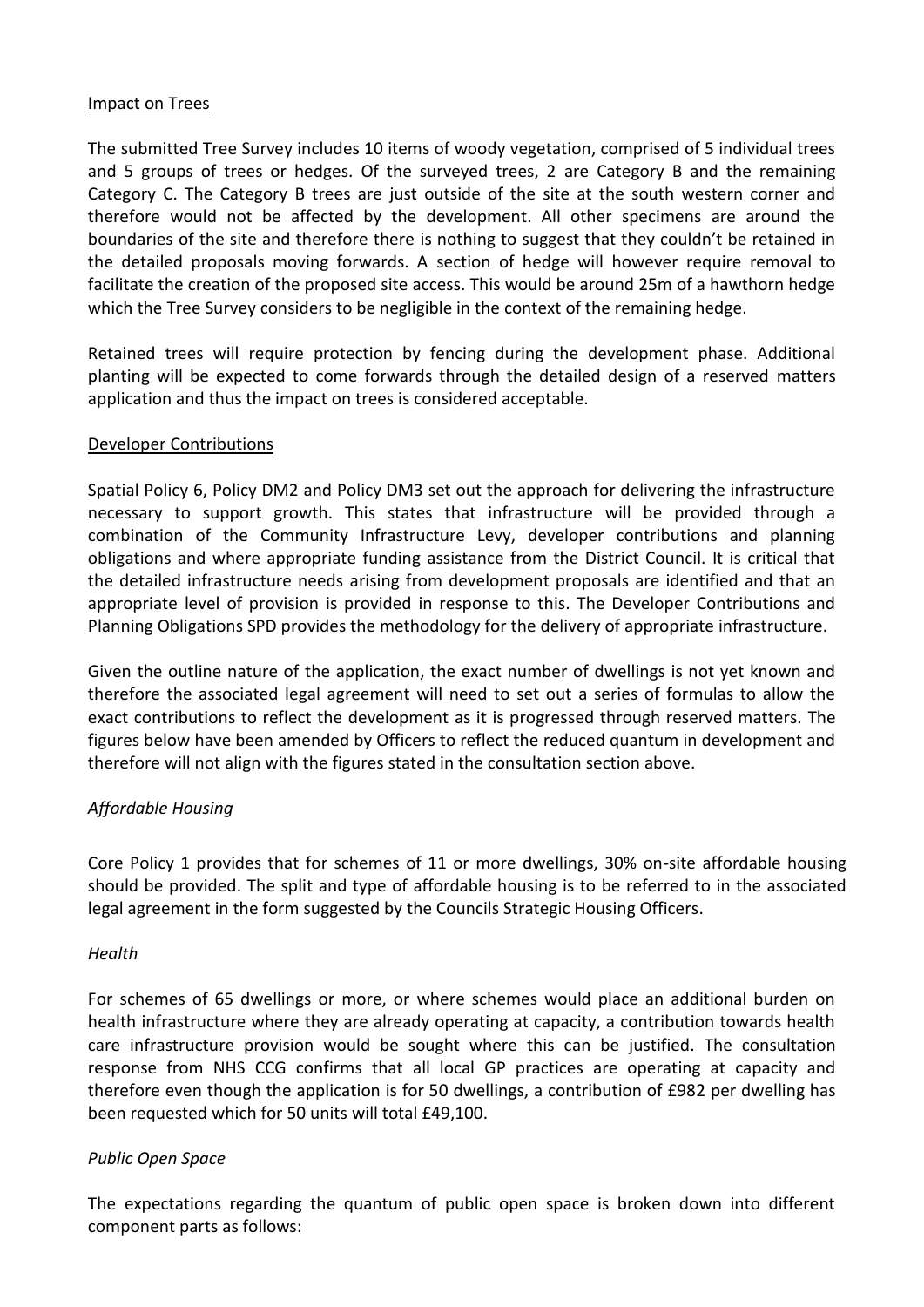Impact on Trees

The submitted Tree Survey includes 10 items of woody vegetation, comprised of 5 individual trees and 5 groups of trees or hedges. Of the surveyed trees, 2 are Category B and the remaining Category C. The Category B trees are just outside of the site at the south western corner and therefore would not be affected by the development. All other specimens are around the boundaries of the site and therefore there is nothing to suggest that they couldn't be retained in the detailed proposals moving forwards. A section of hedge will however require removal to facilitate the creation of the proposed site access. This would be around 25m of a hawthorn hedge which the Tree Survey considers to be negligible in the context of the remaining hedge.

Retained trees will require protection by fencing during the development phase. Additional planting will be expected to come forwards through the detailed design of a reserved matters application and thus the impact on trees is considered acceptable.

Developer Contributions

Spatial Policy 6, Policy DM2 and Policy DM3 set out the approach for delivering the infrastructure necessary to support growth. This states that infrastructure will be provided through a combination of the Community Infrastructure Levy, developer contributions and planning obligations and where appropriate funding assistance from the District Council. It is critical that the detailed infrastructure needs arising from development proposals are identified and that an appropriate level of provision is provided in response to this. The Developer Contributions and Planning Obligations SPD provides the methodology for the delivery of appropriate infrastructure.

Given the outline nature of the application, the exact number of dwellings is not yet known and therefore the associated legal agreement will need to set out a series of formulas to allow the exact contributions to reflect the development as it is progressed through reserved matters. The figures below have been amended by Officers to reflect the reduced quantum in development and therefore will not align with the figures stated in the consultation section above.

*Affordable Housing*

Core Policy 1 provides that for schemes of 11 or more dwellings, 30% on-site affordable housing should be provided. The split and type of affordable housing is to be referred to in the associated legal agreement in the form suggested by the Councils Strategic Housing Officers.

*Health*

For schemes of 65 dwellings or more, or where schemes would place an additional burden on health infrastructure where they are already operating at capacity, a contribution towards health care infrastructure provision would be sought where this can be justified. The consultation response from NHS CCG confirms that all local GP practices are operating at capacity and therefore even though the application is for 50 dwellings, a contribution of £982 per dwelling has been requested which for 50 units will total £49,100.

*Public Open Space*

The expectations regarding the quantum of public open space is broken down into different component parts as follows: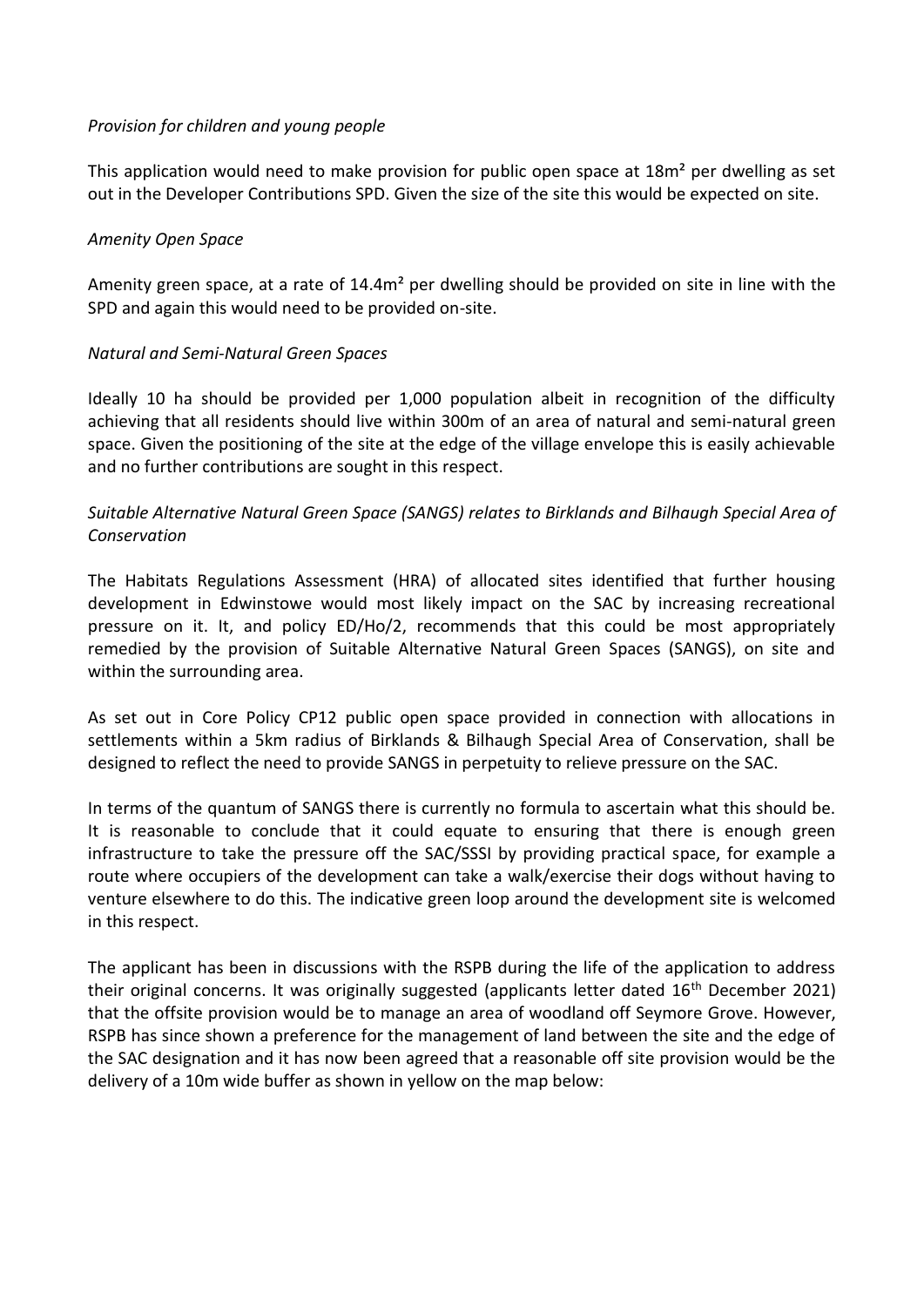*Provision for children and young people*

This application would need to make provision for public open space at $18m^2$ per dwelling as set out in the Developer Contributions SPD. Given the size of the site this would be expected on site.

*Amenity Open Space*

Amenity green space, at a rate of $14.4m^2$ per dwelling should be provided on site in line with the SPD and again this would need to be provided on-site.

*Natural and Semi-Natural Green Spaces*

Ideally 10 ha should be provided per 1,000 population albeit in recognition of the difficulty achieving that all residents should live within 300m of an area of natural and semi-natural green space. Given the positioning of the site at the edge of the village envelope this is easily achievable and no further contributions are sought in this respect.

*Suitable Alternative Natural Green Space (SANGS) relates to Birklands and Bilhaugh Special Area of Conservation*

The Habitats Regulations Assessment (HRA) of allocated sites identified that further housing development in Edwinstowe would most likely impact on the SAC by increasing recreational pressure on it. It, and policy ED/Ho/2, recommends that this could be most appropriately remedied by the provision of Suitable Alternative Natural Green Spaces (SANGS), on site and within the surrounding area.

As set out in Core Policy CP12 public open space provided in connection with allocations in settlements within a 5km radius of Birklands & Bilhaugh Special Area of Conservation, shall be designed to reflect the need to provide SANGS in perpetuity to relieve pressure on the SAC.

In terms of the quantum of SANGS there is currently no formula to ascertain what this should be. It is reasonable to conclude that it could equate to ensuring that there is enough green infrastructure to take the pressure off the SAC/SSSI by providing practical space, for example a route where occupiers of the development can take a walk/exercise their dogs without having to venture elsewhere to do this. The indicative green loop around the development site is welcomed in this respect.

The applicant has been in discussions with the RSPB during the life of the application to address their original concerns. It was originally suggested (applicants letter dated 16th December 2021) that the offsite provision would be to manage an area of woodland off Seymore Grove. However, RSPB has since shown a preference for the management of land between the site and the edge of the SAC designation and it has now been agreed that a reasonable off site provision would be the delivery of a 10m wide buffer as shown in yellow on the map below: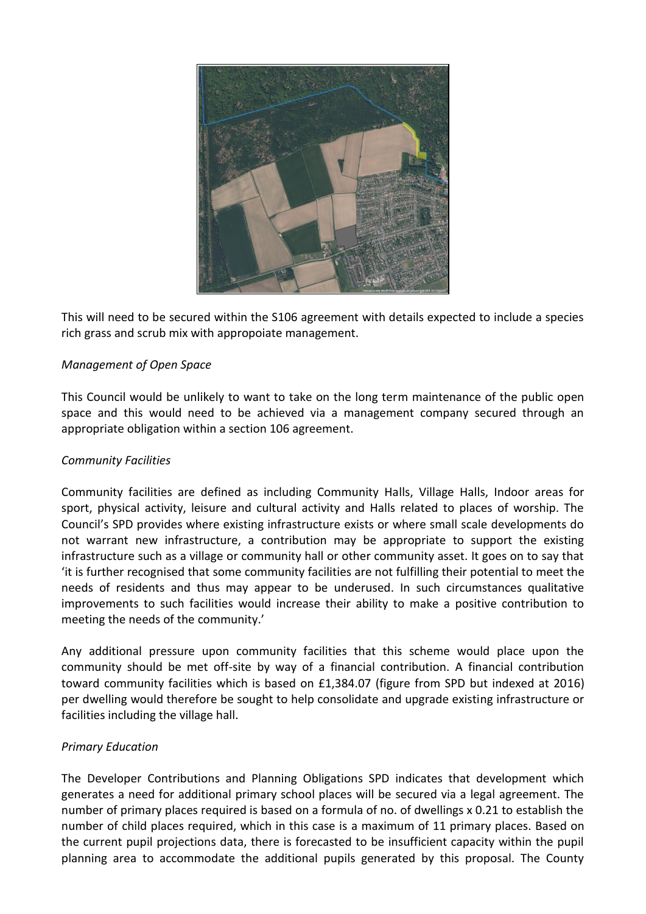This will need to be secured within the S106 agreement with details expected to include a species rich grass and scrub mix with appropoiate management.

*Management of Open Space*

This Council would be unlikely to want to take on the long term maintenance of the public open space and this would need to be achieved via a management company secured through an appropriate obligation within a section 106 agreement.

*Community Facilities*

Community facilities are defined as including Community Halls, Village Halls, Indoor areas for sport, physical activity, leisure and cultural activity and Halls related to places of worship. The Council's SPD provides where existing infrastructure exists or where small scale developments do not warrant new infrastructure, a contribution may be appropriate to support the existing infrastructure such as a village or community hall or other community asset. It goes on to say that 'it is further recognised that some community facilities are not fulfilling their potential to meet the needs of residents and thus may appear to be underused. In such circumstances qualitative improvements to such facilities would increase their ability to make a positive contribution to meeting the needs of the community.'

Any additional pressure upon community facilities that this scheme would place upon the community should be met off-site by way of a financial contribution. A financial contribution toward community facilities which is based on £1,384.07 (figure from SPD but indexed at 2016) per dwelling would therefore be sought to help consolidate and upgrade existing infrastructure or facilities including the village hall.

*Primary Education*

The Developer Contributions and Planning Obligations SPD indicates that development which generates a need for additional primary school places will be secured via a legal agreement. The number of primary places required is based on a formula of no. of dwellings x 0.21 to establish the number of child places required, which in this case is a maximum of 11 primary places. Based on the current pupil projections data, there is forecasted to be insufficient capacity within the pupil planning area to accommodate the additional pupils generated by this proposal. The County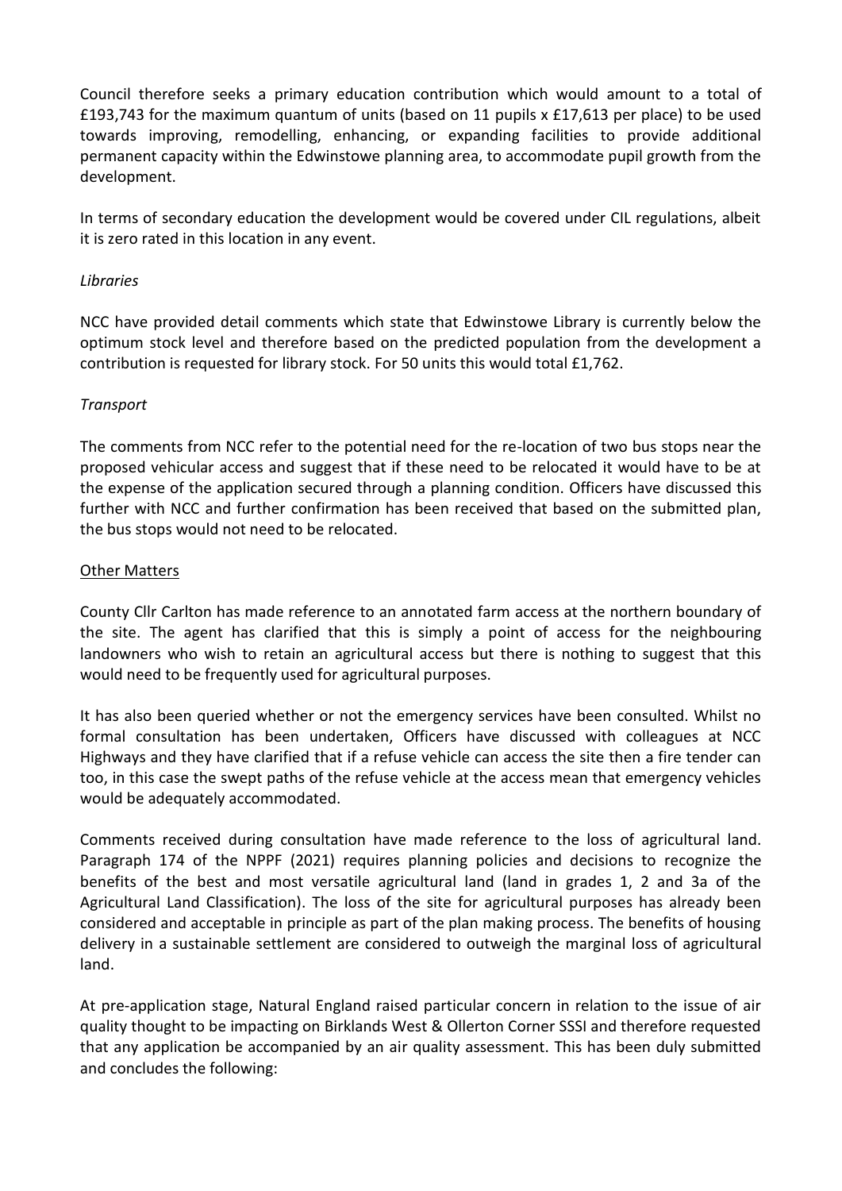Council therefore seeks a primary education contribution which would amount to a total of £193,743 for the maximum quantum of units (based on 11 pupils x £17,613 per place) to be used towards improving, remodelling, enhancing, or expanding facilities to provide additional permanent capacity within the Edwinstowe planning area, to accommodate pupil growth from the development.

In terms of secondary education the development would be covered under CIL regulations, albeit it is zero rated in this location in any event.

*Libraries*

NCC have provided detail comments which state that Edwinstowe Library is currently below the optimum stock level and therefore based on the predicted population from the development a contribution is requested for library stock. For 50 units this would total £1,762.

*Transport*

The comments from NCC refer to the potential need for the re-location of two bus stops near the proposed vehicular access and suggest that if these need to be relocated it would have to be at the expense of the application secured through a planning condition. Officers have discussed this further with NCC and further confirmation has been received that based on the submitted plan, the bus stops would not need to be relocated.

<u>Other Matters</u>

County Cllr Carlton has made reference to an annotated farm access at the northern boundary of the site. The agent has clarified that this is simply a point of access for the neighbouring landowners who wish to retain an agricultural access but there is nothing to suggest that this would need to be frequently used for agricultural purposes.

It has also been queried whether or not the emergency services have been consulted. Whilst no formal consultation has been undertaken, Officers have discussed with colleagues at NCC Highways and they have clarified that if a refuse vehicle can access the site then a fire tender can too, in this case the swept paths of the refuse vehicle at the access mean that emergency vehicles would be adequately accommodated.

Comments received during consultation have made reference to the loss of agricultural land. Paragraph 174 of the NPPF (2021) requires planning policies and decisions to recognize the benefits of the best and most versatile agricultural land (land in grades 1, 2 and 3a of the Agricultural Land Classification). The loss of the site for agricultural purposes has already been considered and acceptable in principle as part of the plan making process. The benefits of housing delivery in a sustainable settlement are considered to outweigh the marginal loss of agricultural land.

At pre-application stage, Natural England raised particular concern in relation to the issue of air quality thought to be impacting on Birklands West & Ollerton Corner SSSI and therefore requested that any application be accompanied by an air quality assessment. This has been duly submitted and concludes the following: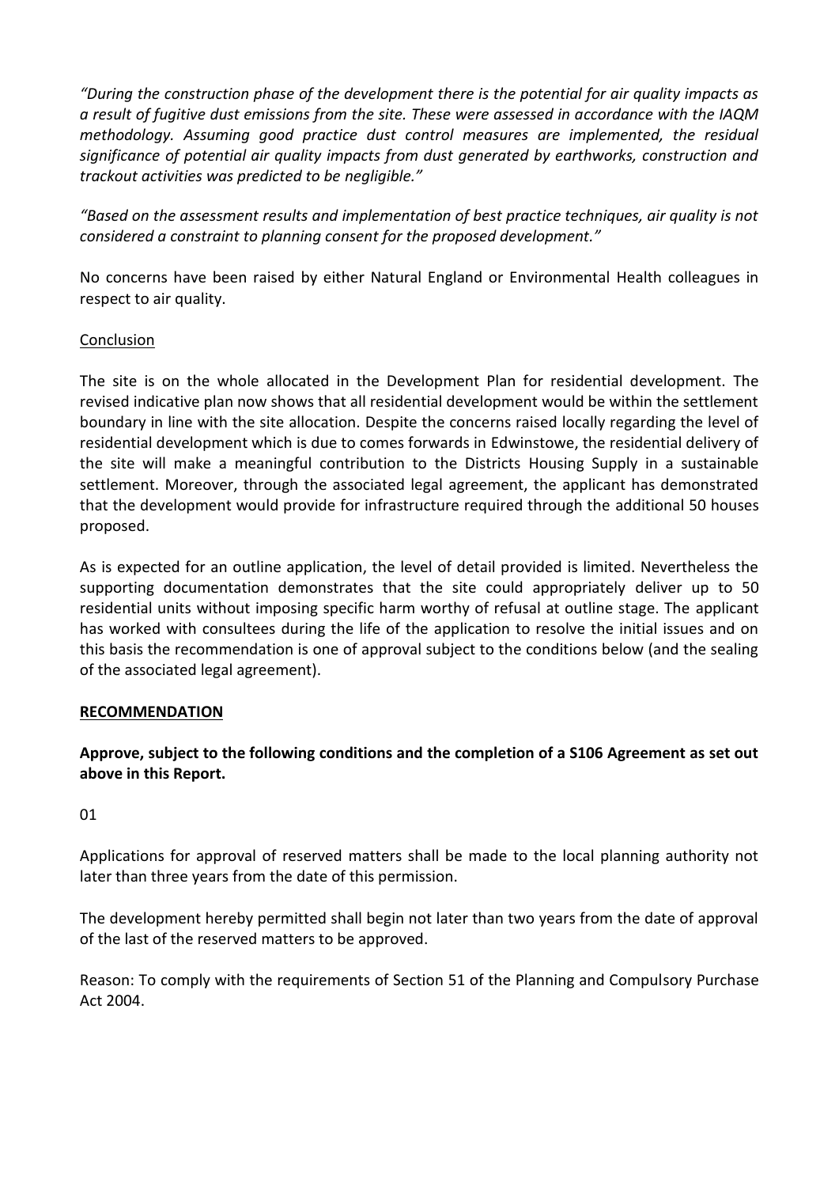*"During the construction phase of the development there is the potential for air quality impacts as a result of fugitive dust emissions from the site. These were assessed in accordance with the IAQM methodology. Assuming good practice dust control measures are implemented, the residual significance of potential air quality impacts from dust generated by earthworks, construction and trackout activities was predicted to be negligible."*

*"Based on the assessment results and implementation of best practice techniques, air quality is not considered a constraint to planning consent for the proposed development."*

No concerns have been raised by either Natural England or Environmental Health colleagues in respect to air quality.

Conclusion

The site is on the whole allocated in the Development Plan for residential development. The revised indicative plan now shows that all residential development would be within the settlement boundary in line with the site allocation. Despite the concerns raised locally regarding the level of residential development which is due to comes forwards in Edwinstowe, the residential delivery of the site will make a meaningful contribution to the Districts Housing Supply in a sustainable settlement. Moreover, through the associated legal agreement, the applicant has demonstrated that the development would provide for infrastructure required through the additional 50 houses proposed.

As is expected for an outline application, the level of detail provided is limited. Nevertheless the supporting documentation demonstrates that the site could appropriately deliver up to 50 residential units without imposing specific harm worthy of refusal at outline stage. The applicant has worked with consultees during the life of the application to resolve the initial issues and on this basis the recommendation is one of approval subject to the conditions below (and the sealing of the associated legal agreement).

**RECOMMENDATION**

**Approve, subject to the following conditions and the completion of a S106 Agreement as set out above in this Report.**

01

Applications for approval of reserved matters shall be made to the local planning authority not later than three years from the date of this permission.

The development hereby permitted shall begin not later than two years from the date of approval of the last of the reserved matters to be approved.

Reason: To comply with the requirements of Section 51 of the Planning and Compulsory Purchase Act 2004.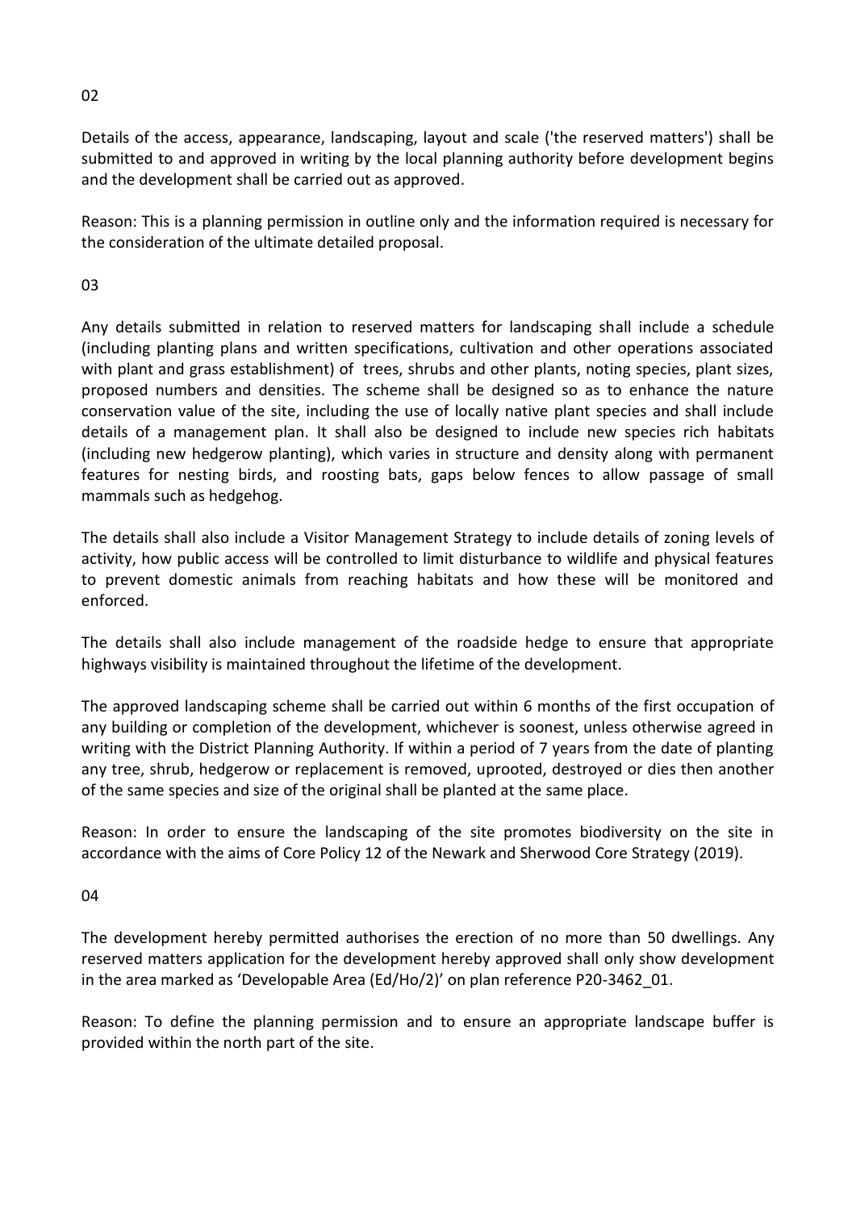02

Details of the access, appearance, landscaping, layout and scale ('the reserved matters') shall be submitted to and approved in writing by the local planning authority before development begins and the development shall be carried out as approved.

Reason: This is a planning permission in outline only and the information required is necessary for the consideration of the ultimate detailed proposal.

03

Any details submitted in relation to reserved matters for landscaping shall include a schedule (including planting plans and written specifications, cultivation and other operations associated with plant and grass establishment) of trees, shrubs and other plants, noting species, plant sizes, proposed numbers and densities. The scheme shall be designed so as to enhance the nature conservation value of the site, including the use of locally native plant species and shall include details of a management plan. It shall also be designed to include new species rich habitats (including new hedgerow planting), which varies in structure and density along with permanent features for nesting birds, and roosting bats, gaps below fences to allow passage of small mammals such as hedgehog.

The details shall also include a Visitor Management Strategy to include details of zoning levels of activity, how public access will be controlled to limit disturbance to wildlife and physical features to prevent domestic animals from reaching habitats and how these will be monitored and enforced.

The details shall also include management of the roadside hedge to ensure that appropriate highways visibility is maintained throughout the lifetime of the development.

The approved landscaping scheme shall be carried out within 6 months of the first occupation of any building or completion of the development, whichever is soonest, unless otherwise agreed in writing with the District Planning Authority. If within a period of 7 years from the date of planting any tree, shrub, hedgerow or replacement is removed, uprooted, destroyed or dies then another of the same species and size of the original shall be planted at the same place.

Reason: In order to ensure the landscaping of the site promotes biodiversity on the site in accordance with the aims of Core Policy 12 of the Newark and Sherwood Core Strategy (2019).

04

The development hereby permitted authorises the erection of no more than 50 dwellings. Any reserved matters application for the development hereby approved shall only show development in the area marked as 'Developable Area (Ed/Ho/2)' on plan reference P20-3462_01.

Reason: To define the planning permission and to ensure an appropriate landscape buffer is provided within the north part of the site.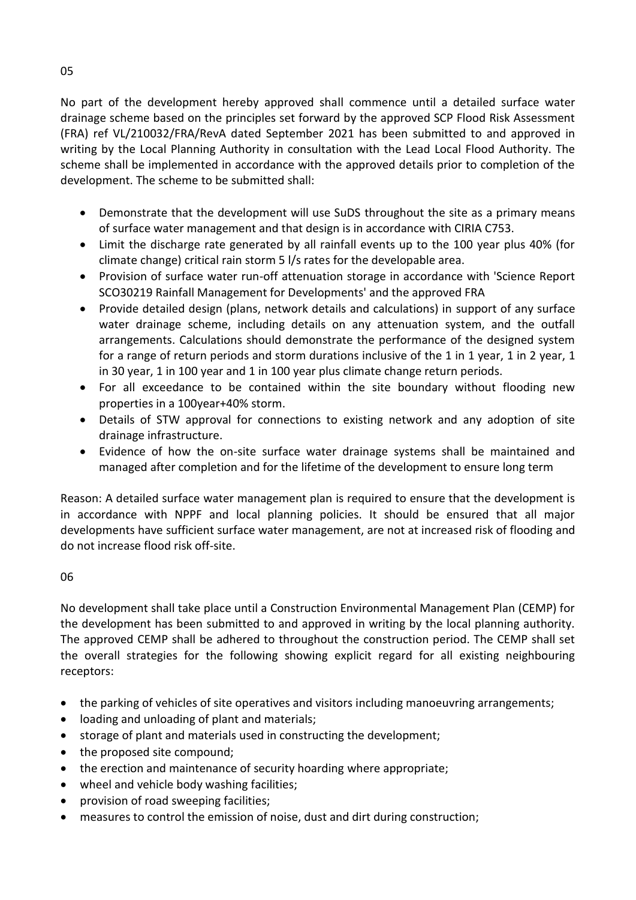05

No part of the development hereby approved shall commence until a detailed surface water drainage scheme based on the principles set forward by the approved SCP Flood Risk Assessment (FRA) ref VL/210032/FRA/RevA dated September 2021 has been submitted to and approved in writing by the Local Planning Authority in consultation with the Lead Local Flood Authority. The scheme shall be implemented in accordance with the approved details prior to completion of the development. The scheme to be submitted shall:

- Demonstrate that the development will use SuDS throughout the site as a primary means of surface water management and that design is in accordance with CIRIA C753.
- Limit the discharge rate generated by all rainfall events up to the 100 year plus 40% (for climate change) critical rain storm 5 l/s rates for the developable area.
- Provision of surface water run-off attenuation storage in accordance with 'Science Report SCO30219 Rainfall Management for Developments' and the approved FRA
- Provide detailed design (plans, network details and calculations) in support of any surface water drainage scheme, including details on any attenuation system, and the outfall arrangements. Calculations should demonstrate the performance of the designed system for a range of return periods and storm durations inclusive of the 1 in 1 year, 1 in 2 year, 1 in 30 year, 1 in 100 year and 1 in 100 year plus climate change return periods.
- For all exceedance to be contained within the site boundary without flooding new properties in a 100year+40% storm.
- Details of STW approval for connections to existing network and any adoption of site drainage infrastructure.
- Evidence of how the on-site surface water drainage systems shall be maintained and managed after completion and for the lifetime of the development to ensure long term

Reason: A detailed surface water management plan is required to ensure that the development is in accordance with NPPF and local planning policies. It should be ensured that all major developments have sufficient surface water management, are not at increased risk of flooding and do not increase flood risk off-site.

06

No development shall take place until a Construction Environmental Management Plan (CEMP) for the development has been submitted to and approved in writing by the local planning authority. The approved CEMP shall be adhered to throughout the construction period. The CEMP shall set the overall strategies for the following showing explicit regard for all existing neighbouring receptors:

- the parking of vehicles of site operatives and visitors including manoeuvring arrangements;
- loading and unloading of plant and materials;
- storage of plant and materials used in constructing the development;
- the proposed site compound;
- the erection and maintenance of security hoarding where appropriate;
- wheel and vehicle body washing facilities;
- provision of road sweeping facilities;
- measures to control the emission of noise, dust and dirt during construction;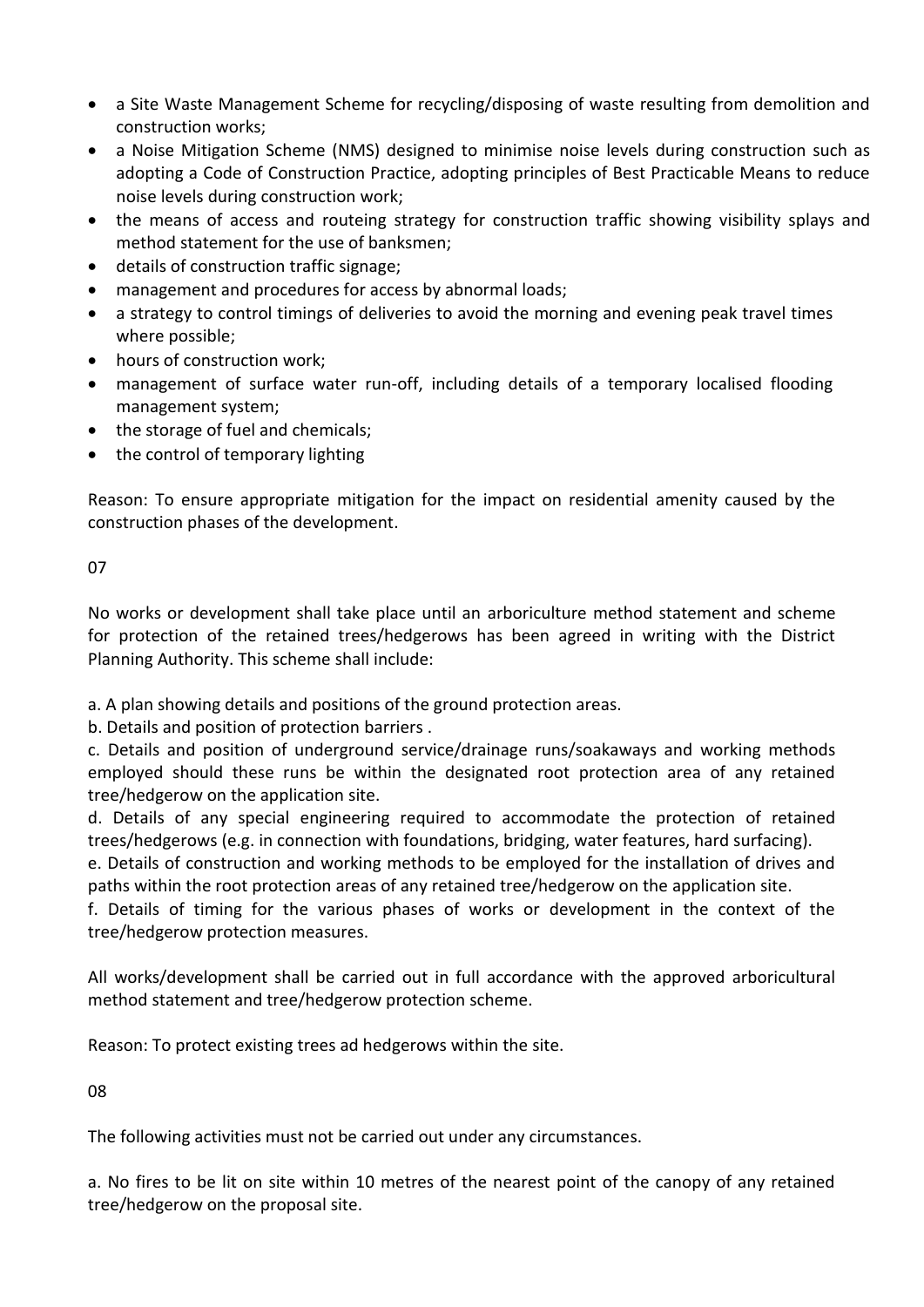- a Site Waste Management Scheme for recycling/disposing of waste resulting from demolition and construction works;
- a Noise Mitigation Scheme (NMS) designed to minimise noise levels during construction such as adopting a Code of Construction Practice, adopting principles of Best Practicable Means to reduce noise levels during construction work;
- the means of access and routeing strategy for construction traffic showing visibility splays and method statement for the use of banksmen;
- details of construction traffic signage;
- management and procedures for access by abnormal loads;
- a strategy to control timings of deliveries to avoid the morning and evening peak travel times where possible;
- hours of construction work;
- management of surface water run-off, including details of a temporary localised flooding management system;
- the storage of fuel and chemicals;
- the control of temporary lighting

Reason: To ensure appropriate mitigation for the impact on residential amenity caused by the construction phases of the development.

07

No works or development shall take place until an arboriculture method statement and scheme for protection of the retained trees/hedgerows has been agreed in writing with the District Planning Authority. This scheme shall include:

a. A plan showing details and positions of the ground protection areas.
b. Details and position of protection barriers .
c. Details and position of underground service/drainage runs/soakaways and working methods employed should these runs be within the designated root protection area of any retained tree/hedgerow on the application site.
d. Details of any special engineering required to accommodate the protection of retained trees/hedgerows (e.g. in connection with foundations, bridging, water features, hard surfacing).
e. Details of construction and working methods to be employed for the installation of drives and paths within the root protection areas of any retained tree/hedgerow on the application site.
f. Details of timing for the various phases of works or development in the context of the tree/hedgerow protection measures.

All works/development shall be carried out in full accordance with the approved arboricultural method statement and tree/hedgerow protection scheme.

Reason: To protect existing trees ad hedgerows within the site.

08

The following activities must not be carried out under any circumstances.

a. No fires to be lit on site within 10 metres of the nearest point of the canopy of any retained tree/hedgerow on the proposal site.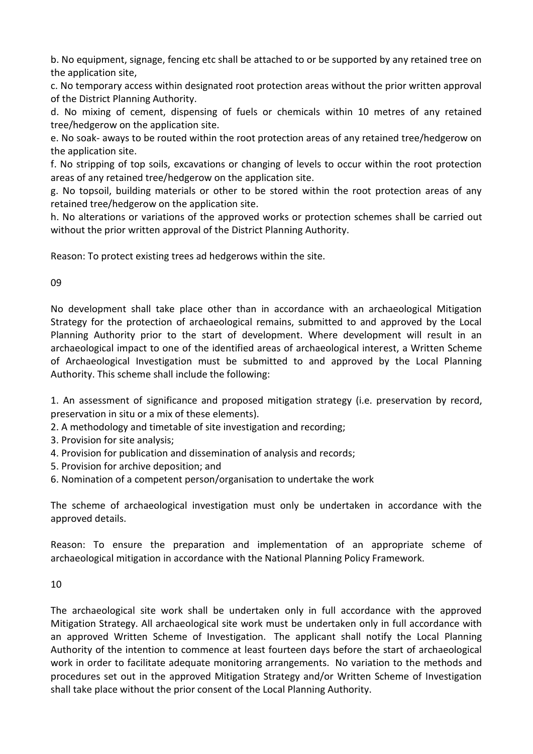b. No equipment, signage, fencing etc shall be attached to or be supported by any retained tree on the application site,

c. No temporary access within designated root protection areas without the prior written approval of the District Planning Authority.

d. No mixing of cement, dispensing of fuels or chemicals within 10 metres of any retained tree/hedgerow on the application site.

e. No soak- aways to be routed within the root protection areas of any retained tree/hedgerow on the application site.

f. No stripping of top soils, excavations or changing of levels to occur within the root protection areas of any retained tree/hedgerow on the application site.

g. No topsoil, building materials or other to be stored within the root protection areas of any retained tree/hedgerow on the application site.

h. No alterations or variations of the approved works or protection schemes shall be carried out without the prior written approval of the District Planning Authority.

Reason: To protect existing trees ad hedgerows within the site.

09

No development shall take place other than in accordance with an archaeological Mitigation Strategy for the protection of archaeological remains, submitted to and approved by the Local Planning Authority prior to the start of development. Where development will result in an archaeological impact to one of the identified areas of archaeological interest, a Written Scheme of Archaeological Investigation must be submitted to and approved by the Local Planning Authority. This scheme shall include the following:

1. An assessment of significance and proposed mitigation strategy (i.e. preservation by record, preservation in situ or a mix of these elements).
2. A methodology and timetable of site investigation and recording;
3. Provision for site analysis;
4. Provision for publication and dissemination of analysis and records;
5. Provision for archive deposition; and
6. Nomination of a competent person/organisation to undertake the work

The scheme of archaeological investigation must only be undertaken in accordance with the approved details.

Reason: To ensure the preparation and implementation of an appropriate scheme of archaeological mitigation in accordance with the National Planning Policy Framework.

10

The archaeological site work shall be undertaken only in full accordance with the approved Mitigation Strategy. All archaeological site work must be undertaken only in full accordance with an approved Written Scheme of Investigation. The applicant shall notify the Local Planning Authority of the intention to commence at least fourteen days before the start of archaeological work in order to facilitate adequate monitoring arrangements. No variation to the methods and procedures set out in the approved Mitigation Strategy and/or Written Scheme of Investigation shall take place without the prior consent of the Local Planning Authority.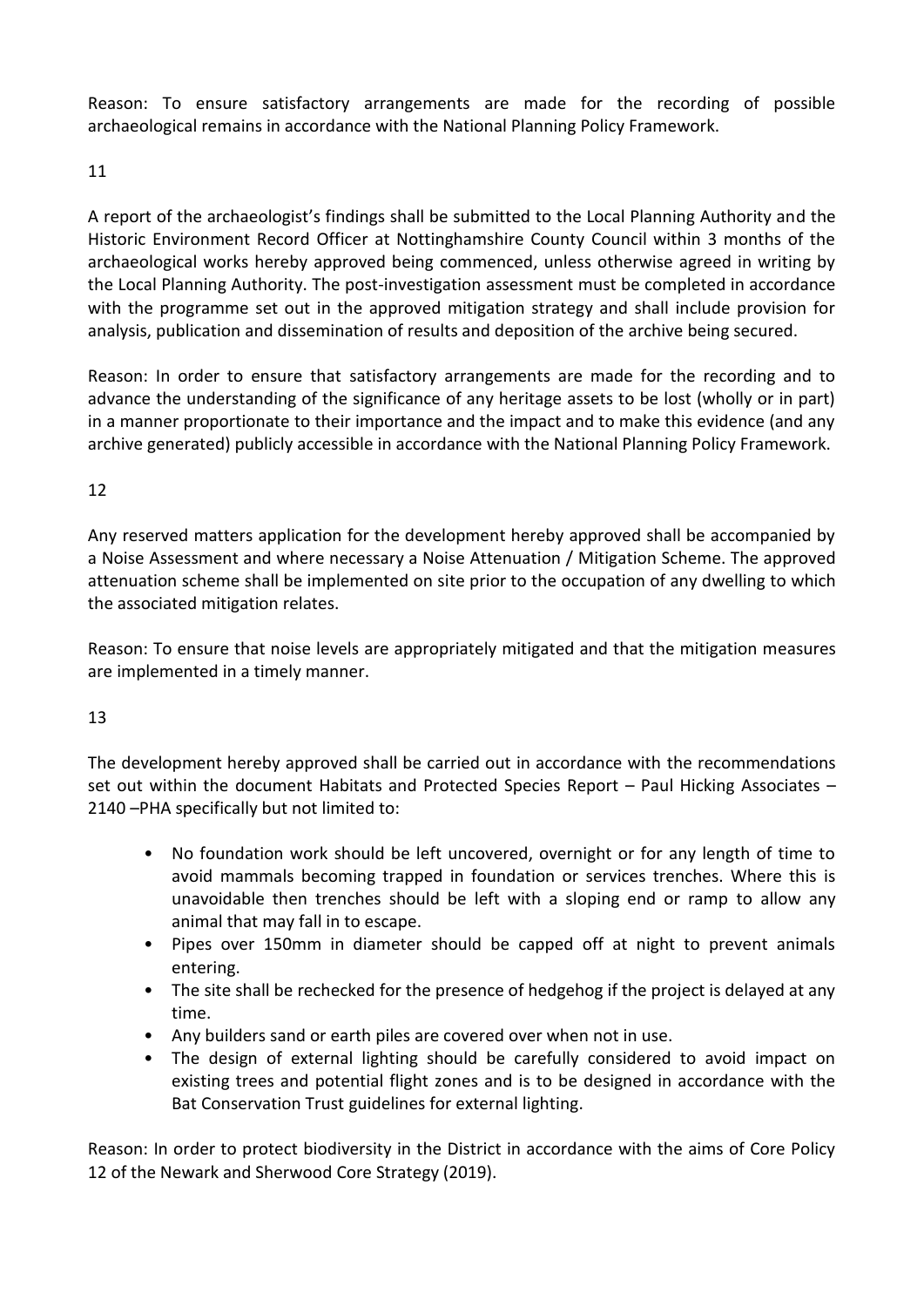Reason: To ensure satisfactory arrangements are made for the recording of possible archaeological remains in accordance with the National Planning Policy Framework.

11

A report of the archaeologist's findings shall be submitted to the Local Planning Authority and the Historic Environment Record Officer at Nottinghamshire County Council within 3 months of the archaeological works hereby approved being commenced, unless otherwise agreed in writing by the Local Planning Authority. The post-investigation assessment must be completed in accordance with the programme set out in the approved mitigation strategy and shall include provision for analysis, publication and dissemination of results and deposition of the archive being secured.

Reason: In order to ensure that satisfactory arrangements are made for the recording and to advance the understanding of the significance of any heritage assets to be lost (wholly or in part) in a manner proportionate to their importance and the impact and to make this evidence (and any archive generated) publicly accessible in accordance with the National Planning Policy Framework.

12

Any reserved matters application for the development hereby approved shall be accompanied by a Noise Assessment and where necessary a Noise Attenuation / Mitigation Scheme. The approved attenuation scheme shall be implemented on site prior to the occupation of any dwelling to which the associated mitigation relates.

Reason: To ensure that noise levels are appropriately mitigated and that the mitigation measures are implemented in a timely manner.

13

The development hereby approved shall be carried out in accordance with the recommendations set out within the document Habitats and Protected Species Report – Paul Hicking Associates – 2140 –PHA specifically but not limited to:

- No foundation work should be left uncovered, overnight or for any length of time to avoid mammals becoming trapped in foundation or services trenches. Where this is unavoidable then trenches should be left with a sloping end or ramp to allow any animal that may fall in to escape.
- Pipes over 150mm in diameter should be capped off at night to prevent animals entering.
- The site shall be rechecked for the presence of hedgehog if the project is delayed at any time.
- Any builders sand or earth piles are covered over when not in use.
- The design of external lighting should be carefully considered to avoid impact on existing trees and potential flight zones and is to be designed in accordance with the Bat Conservation Trust guidelines for external lighting.

Reason: In order to protect biodiversity in the District in accordance with the aims of Core Policy 12 of the Newark and Sherwood Core Strategy (2019).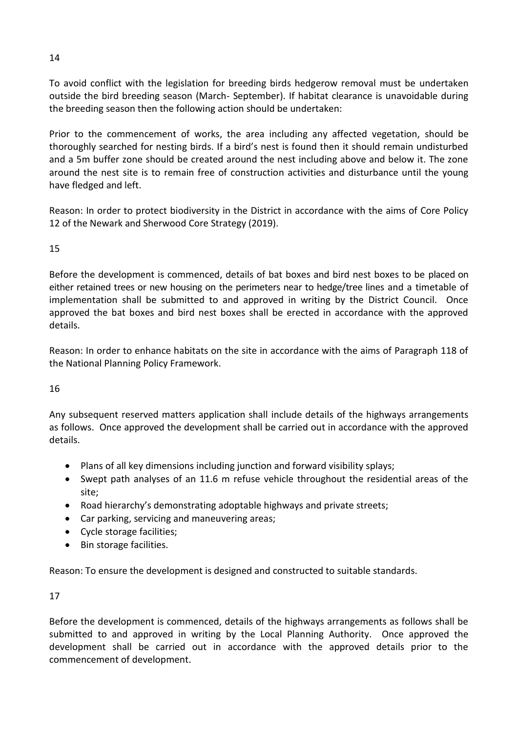14

To avoid conflict with the legislation for breeding birds hedgerow removal must be undertaken outside the bird breeding season (March- September). If habitat clearance is unavoidable during the breeding season then the following action should be undertaken:

Prior to the commencement of works, the area including any affected vegetation, should be thoroughly searched for nesting birds. If a bird's nest is found then it should remain undisturbed and a 5m buffer zone should be created around the nest including above and below it. The zone around the nest site is to remain free of construction activities and disturbance until the young have fledged and left.

Reason: In order to protect biodiversity in the District in accordance with the aims of Core Policy 12 of the Newark and Sherwood Core Strategy (2019).

15

Before the development is commenced, details of bat boxes and bird nest boxes to be placed on either retained trees or new housing on the perimeters near to hedge/tree lines and a timetable of implementation shall be submitted to and approved in writing by the District Council. Once approved the bat boxes and bird nest boxes shall be erected in accordance with the approved details.

Reason: In order to enhance habitats on the site in accordance with the aims of Paragraph 118 of the National Planning Policy Framework.

16

Any subsequent reserved matters application shall include details of the highways arrangements as follows. Once approved the development shall be carried out in accordance with the approved details.

- Plans of all key dimensions including junction and forward visibility splays;
- Swept path analyses of an 11.6 m refuse vehicle throughout the residential areas of the site;
- Road hierarchy's demonstrating adoptable highways and private streets;
- Car parking, servicing and maneuvering areas;
- Cycle storage facilities;
- Bin storage facilities.

Reason: To ensure the development is designed and constructed to suitable standards.

17

Before the development is commenced, details of the highways arrangements as follows shall be submitted to and approved in writing by the Local Planning Authority. Once approved the development shall be carried out in accordance with the approved details prior to the commencement of development.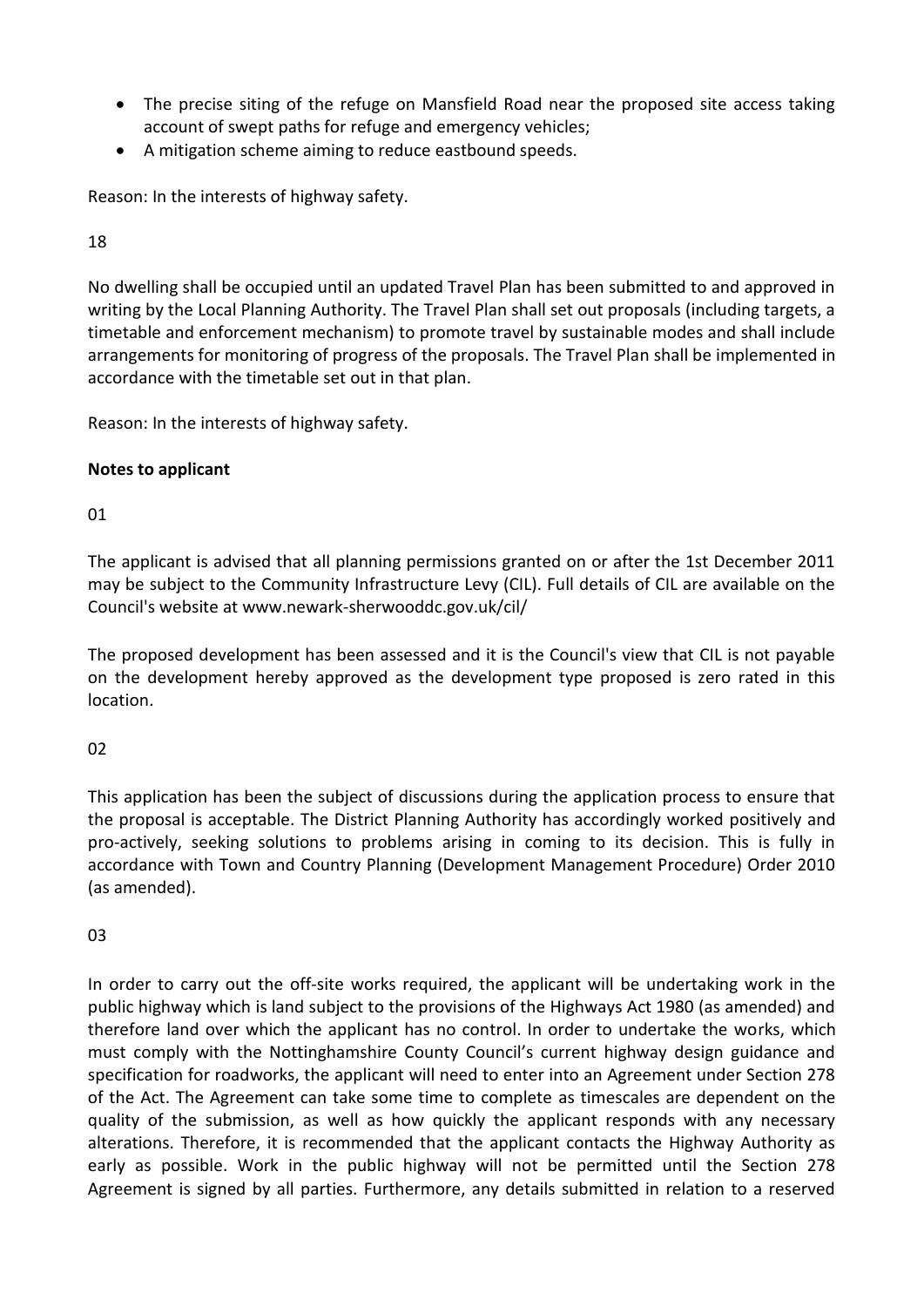- The precise siting of the refuge on Mansfield Road near the proposed site access taking account of swept paths for refuge and emergency vehicles;
- A mitigation scheme aiming to reduce eastbound speeds.

Reason: In the interests of highway safety.

18

No dwelling shall be occupied until an updated Travel Plan has been submitted to and approved in writing by the Local Planning Authority. The Travel Plan shall set out proposals (including targets, a timetable and enforcement mechanism) to promote travel by sustainable modes and shall include arrangements for monitoring of progress of the proposals. The Travel Plan shall be implemented in accordance with the timetable set out in that plan.

Reason: In the interests of highway safety.

**Notes to applicant**

01

The applicant is advised that all planning permissions granted on or after the 1st December 2011 may be subject to the Community Infrastructure Levy (CIL). Full details of CIL are available on the Council's website at www.newark-sherwooddc.gov.uk/cil/

The proposed development has been assessed and it is the Council's view that CIL is not payable on the development hereby approved as the development type proposed is zero rated in this location.

02

This application has been the subject of discussions during the application process to ensure that the proposal is acceptable. The District Planning Authority has accordingly worked positively and pro-actively, seeking solutions to problems arising in coming to its decision. This is fully in accordance with Town and Country Planning (Development Management Procedure) Order 2010 (as amended).

03

In order to carry out the off-site works required, the applicant will be undertaking work in the public highway which is land subject to the provisions of the Highways Act 1980 (as amended) and therefore land over which the applicant has no control. In order to undertake the works, which must comply with the Nottinghamshire County Council's current highway design guidance and specification for roadworks, the applicant will need to enter into an Agreement under Section 278 of the Act. The Agreement can take some time to complete as timescales are dependent on the quality of the submission, as well as how quickly the applicant responds with any necessary alterations. Therefore, it is recommended that the applicant contacts the Highway Authority as early as possible. Work in the public highway will not be permitted until the Section 278 Agreement is signed by all parties. Furthermore, any details submitted in relation to a reserved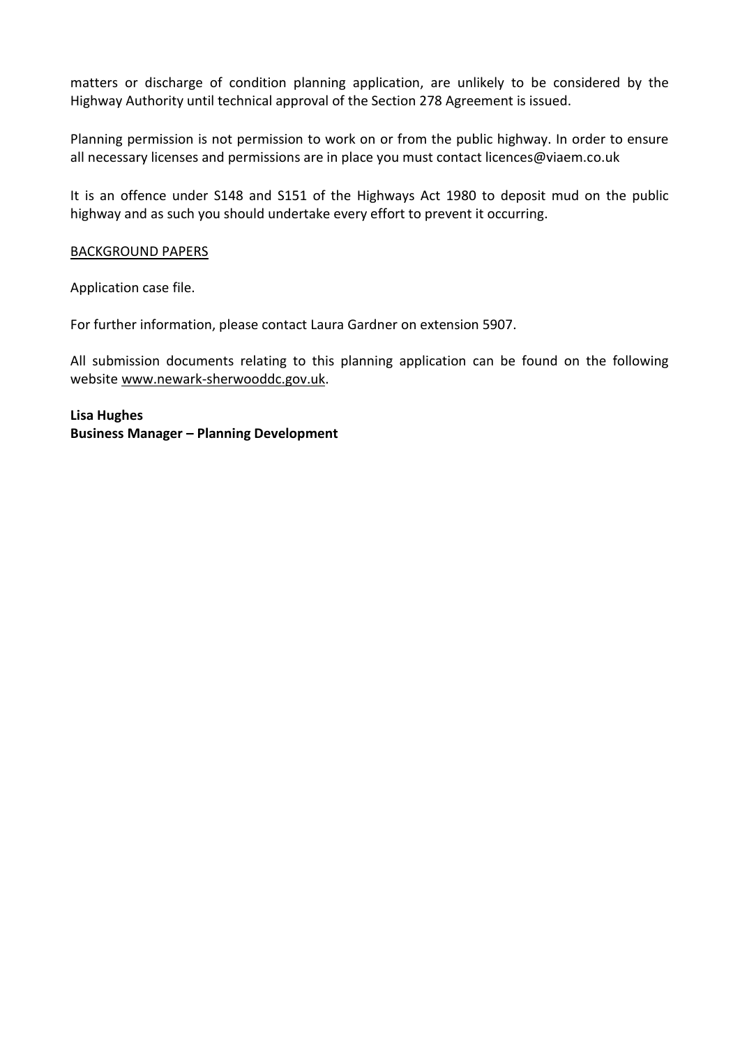matters or discharge of condition planning application, are unlikely to be considered by the Highway Authority until technical approval of the Section 278 Agreement is issued.

Planning permission is not permission to work on or from the public highway. In order to ensure all necessary licenses and permissions are in place you must contact licences@viaem.co.uk

It is an offence under S148 and S151 of the Highways Act 1980 to deposit mud on the public highway and as such you should undertake every effort to prevent it occurring.

BACKGROUND PAPERS

Application case file.

For further information, please contact Laura Gardner on extension 5907.

All submission documents relating to this planning application can be found on the following website www.newark-sherwooddc.gov.uk.

**Lisa Hughes**
**Business Manager – Planning Development**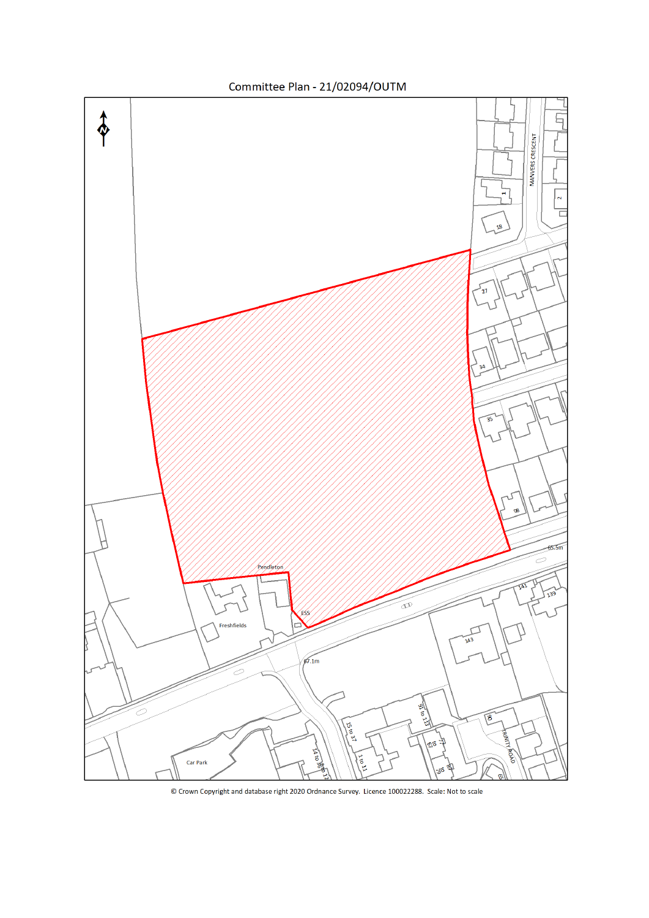Committee Plan - 21/02094/OUTM

MANVERS CRESCENT

1

2

18

27

34

35

98

65.5m

Pendleton

ESS

Freshfields

67.1m

141

139

143

Car Park

15 to 37

91 to 113

77

1 to 11

TRINITY ROAD

© Crown Copyright and database right 2020 Ordnance Survey. Licence 100022288. Scale: Not to scale